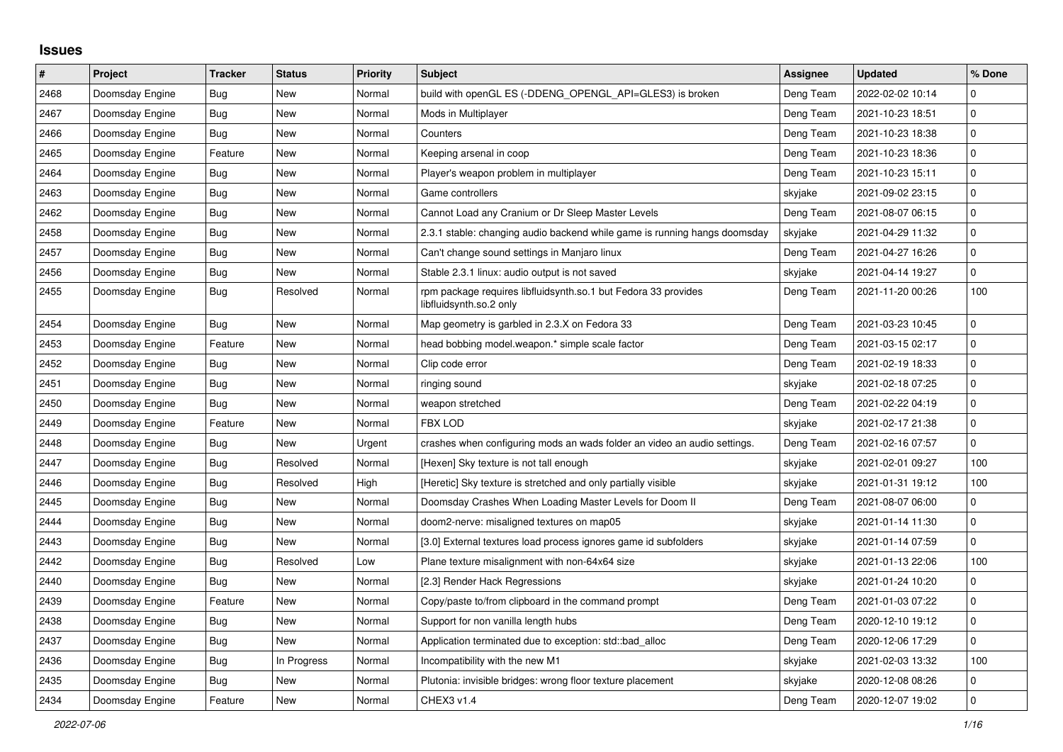## Issues

| # | Project | Tracker | Status | Priority | Subject | Assignee | Updated | % Done |
|---|---|---|---|---|---|---|---|---|
| 2468 | Doomsday Engine | Bug | New | Normal | build with openGL ES (-DDENG_OPENGL_API=GLES3) is broken | Deng Team | 2022-02-02 10:14 | 0 |
| 2467 | Doomsday Engine | Bug | New | Normal | Mods in Multiplayer | Deng Team | 2021-10-23 18:51 | 0 |
| 2466 | Doomsday Engine | Bug | New | Normal | Counters | Deng Team | 2021-10-23 18:38 | 0 |
| 2465 | Doomsday Engine | Feature | New | Normal | Keeping arsenal in coop | Deng Team | 2021-10-23 18:36 | 0 |
| 2464 | Doomsday Engine | Bug | New | Normal | Player's weapon problem in multiplayer | Deng Team | 2021-10-23 15:11 | 0 |
| 2463 | Doomsday Engine | Bug | New | Normal | Game controllers | skyjake | 2021-09-02 23:15 | 0 |
| 2462 | Doomsday Engine | Bug | New | Normal | Cannot Load any Cranium or Dr Sleep Master Levels | Deng Team | 2021-08-07 06:15 | 0 |
| 2458 | Doomsday Engine | Bug | New | Normal | 2.3.1 stable: changing audio backend while game is running hangs doomsday | skyjake | 2021-04-29 11:32 | 0 |
| 2457 | Doomsday Engine | Bug | New | Normal | Can't change sound settings in Manjaro linux | Deng Team | 2021-04-27 16:26 | 0 |
| 2456 | Doomsday Engine | Bug | New | Normal | Stable 2.3.1 linux: audio output is not saved | skyjake | 2021-04-14 19:27 | 0 |
| 2455 | Doomsday Engine | Bug | Resolved | Normal | rpm package requires libfluidsynth.so.1 but Fedora 33 provides libfluidsynth.so.2 only | Deng Team | 2021-11-20 00:26 | 100 |
| 2454 | Doomsday Engine | Bug | New | Normal | Map geometry is garbled in 2.3.X on Fedora 33 | Deng Team | 2021-03-23 10:45 | 0 |
| 2453 | Doomsday Engine | Feature | New | Normal | head bobbing model.weapon.* simple scale factor | Deng Team | 2021-03-15 02:17 | 0 |
| 2452 | Doomsday Engine | Bug | New | Normal | Clip code error | Deng Team | 2021-02-19 18:33 | 0 |
| 2451 | Doomsday Engine | Bug | New | Normal | ringing sound | skyjake | 2021-02-18 07:25 | 0 |
| 2450 | Doomsday Engine | Bug | New | Normal | weapon stretched | Deng Team | 2021-02-22 04:19 | 0 |
| 2449 | Doomsday Engine | Feature | New | Normal | FBX LOD | skyjake | 2021-02-17 21:38 | 0 |
| 2448 | Doomsday Engine | Bug | New | Urgent | crashes when configuring mods an wads folder an video an audio settings. | Deng Team | 2021-02-16 07:57 | 0 |
| 2447 | Doomsday Engine | Bug | Resolved | Normal | [Hexen] Sky texture is not tall enough | skyjake | 2021-02-01 09:27 | 100 |
| 2446 | Doomsday Engine | Bug | Resolved | High | [Heretic] Sky texture is stretched and only partially visible | skyjake | 2021-01-31 19:12 | 100 |
| 2445 | Doomsday Engine | Bug | New | Normal | Doomsday Crashes When Loading Master Levels for Doom II | Deng Team | 2021-08-07 06:00 | 0 |
| 2444 | Doomsday Engine | Bug | New | Normal | doom2-nerve: misaligned textures on map05 | skyjake | 2021-01-14 11:30 | 0 |
| 2443 | Doomsday Engine | Bug | New | Normal | [3.0] External textures load process ignores game id subfolders | skyjake | 2021-01-14 07:59 | 0 |
| 2442 | Doomsday Engine | Bug | Resolved | Low | Plane texture misalignment with non-64x64 size | skyjake | 2021-01-13 22:06 | 100 |
| 2440 | Doomsday Engine | Bug | New | Normal | [2.3] Render Hack Regressions | skyjake | 2021-01-24 10:20 | 0 |
| 2439 | Doomsday Engine | Feature | New | Normal | Copy/paste to/from clipboard in the command prompt | Deng Team | 2021-01-03 07:22 | 0 |
| 2438 | Doomsday Engine | Bug | New | Normal | Support for non vanilla length hubs | Deng Team | 2020-12-10 19:12 | 0 |
| 2437 | Doomsday Engine | Bug | New | Normal | Application terminated due to exception: std::bad_alloc | Deng Team | 2020-12-06 17:29 | 0 |
| 2436 | Doomsday Engine | Bug | In Progress | Normal | Incompatibility with the new M1 | skyjake | 2021-02-03 13:32 | 100 |
| 2435 | Doomsday Engine | Bug | New | Normal | Plutonia: invisible bridges: wrong floor texture placement | skyjake | 2020-12-08 08:26 | 0 |
| 2434 | Doomsday Engine | Feature | New | Normal | CHEX3 v1.4 | Deng Team | 2020-12-07 19:02 | 0 |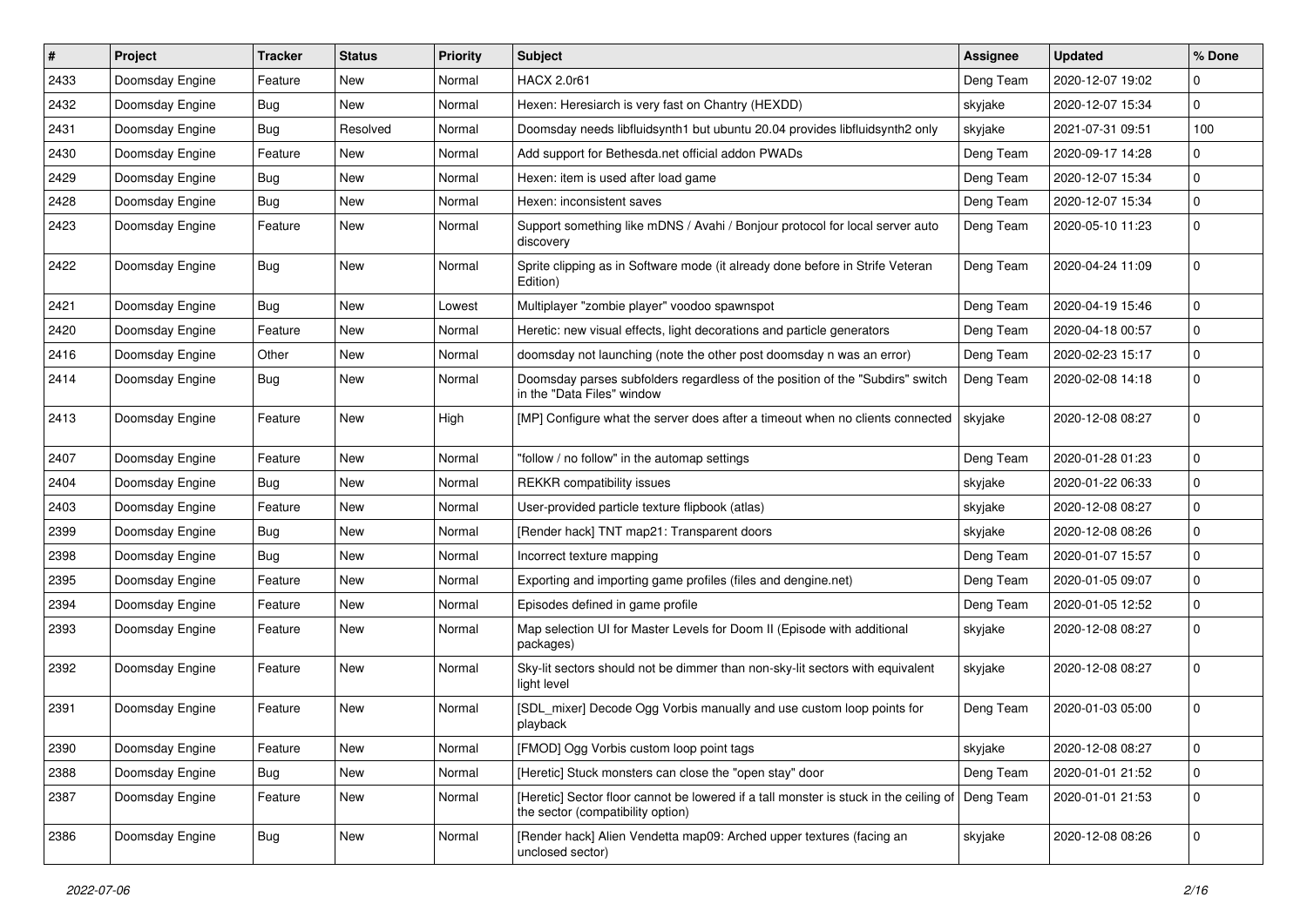| # | Project | Tracker | Status | Priority | Subject | Assignee | Updated | % Done |
|---|---|---|---|---|---|---|---|---|
| 2433 | Doomsday Engine | Feature | New | Normal | HACX 2.0r61 | Deng Team | 2020-12-07 19:02 | 0 |
| 2432 | Doomsday Engine | Bug | New | Normal | Hexen: Heresiarch is very fast on Chantry (HEXDD) | skyjake | 2020-12-07 15:34 | 0 |
| 2431 | Doomsday Engine | Bug | Resolved | Normal | Doomsday needs libfluidsynth1 but ubuntu 20.04 provides libfluidsynth2 only | skyjake | 2021-07-31 09:51 | 100 |
| 2430 | Doomsday Engine | Feature | New | Normal | Add support for Bethesda.net official addon PWADs | Deng Team | 2020-09-17 14:28 | 0 |
| 2429 | Doomsday Engine | Bug | New | Normal | Hexen: item is used after load game | Deng Team | 2020-12-07 15:34 | 0 |
| 2428 | Doomsday Engine | Bug | New | Normal | Hexen: inconsistent saves | Deng Team | 2020-12-07 15:34 | 0 |
| 2423 | Doomsday Engine | Feature | New | Normal | Support something like mDNS / Avahi / Bonjour protocol for local server auto discovery | Deng Team | 2020-05-10 11:23 | 0 |
| 2422 | Doomsday Engine | Bug | New | Normal | Sprite clipping as in Software mode (it already done before in Strife Veteran Edition) | Deng Team | 2020-04-24 11:09 | 0 |
| 2421 | Doomsday Engine | Bug | New | Lowest | Multiplayer "zombie player" voodoo spawnspot | Deng Team | 2020-04-19 15:46 | 0 |
| 2420 | Doomsday Engine | Feature | New | Normal | Heretic: new visual effects, light decorations and particle generators | Deng Team | 2020-04-18 00:57 | 0 |
| 2416 | Doomsday Engine | Other | New | Normal | doomsday not launching (note the other post doomsday n was an error) | Deng Team | 2020-02-23 15:17 | 0 |
| 2414 | Doomsday Engine | Bug | New | Normal | Doomsday parses subfolders regardless of the position of the "Subdirs" switch in the "Data Files" window | Deng Team | 2020-02-08 14:18 | 0 |
| 2413 | Doomsday Engine | Feature | New | High | [MP] Configure what the server does after a timeout when no clients connected | skyjake | 2020-12-08 08:27 | 0 |
| 2407 | Doomsday Engine | Feature | New | Normal | "follow / no follow" in the automap settings | Deng Team | 2020-01-28 01:23 | 0 |
| 2404 | Doomsday Engine | Bug | New | Normal | REKKR compatibility issues | skyjake | 2020-01-22 06:33 | 0 |
| 2403 | Doomsday Engine | Feature | New | Normal | User-provided particle texture flipbook (atlas) | skyjake | 2020-12-08 08:27 | 0 |
| 2399 | Doomsday Engine | Bug | New | Normal | [Render hack] TNT map21: Transparent doors | skyjake | 2020-12-08 08:26 | 0 |
| 2398 | Doomsday Engine | Bug | New | Normal | Incorrect texture mapping | Deng Team | 2020-01-07 15:57 | 0 |
| 2395 | Doomsday Engine | Feature | New | Normal | Exporting and importing game profiles (files and dengine.net) | Deng Team | 2020-01-05 09:07 | 0 |
| 2394 | Doomsday Engine | Feature | New | Normal | Episodes defined in game profile | Deng Team | 2020-01-05 12:52 | 0 |
| 2393 | Doomsday Engine | Feature | New | Normal | Map selection UI for Master Levels for Doom II (Episode with additional packages) | skyjake | 2020-12-08 08:27 | 0 |
| 2392 | Doomsday Engine | Feature | New | Normal | Sky-lit sectors should not be dimmer than non-sky-lit sectors with equivalent light level | skyjake | 2020-12-08 08:27 | 0 |
| 2391 | Doomsday Engine | Feature | New | Normal | [SDL_mixer] Decode Ogg Vorbis manually and use custom loop points for playback | Deng Team | 2020-01-03 05:00 | 0 |
| 2390 | Doomsday Engine | Feature | New | Normal | [FMOD] Ogg Vorbis custom loop point tags | skyjake | 2020-12-08 08:27 | 0 |
| 2388 | Doomsday Engine | Bug | New | Normal | [Heretic] Stuck monsters can close the "open stay" door | Deng Team | 2020-01-01 21:52 | 0 |
| 2387 | Doomsday Engine | Feature | New | Normal | [Heretic] Sector floor cannot be lowered if a tall monster is stuck in the ceiling of the sector (compatibility option) | Deng Team | 2020-01-01 21:53 | 0 |
| 2386 | Doomsday Engine | Bug | New | Normal | [Render hack] Alien Vendetta map09: Arched upper textures (facing an unclosed sector) | skyjake | 2020-12-08 08:26 | 0 |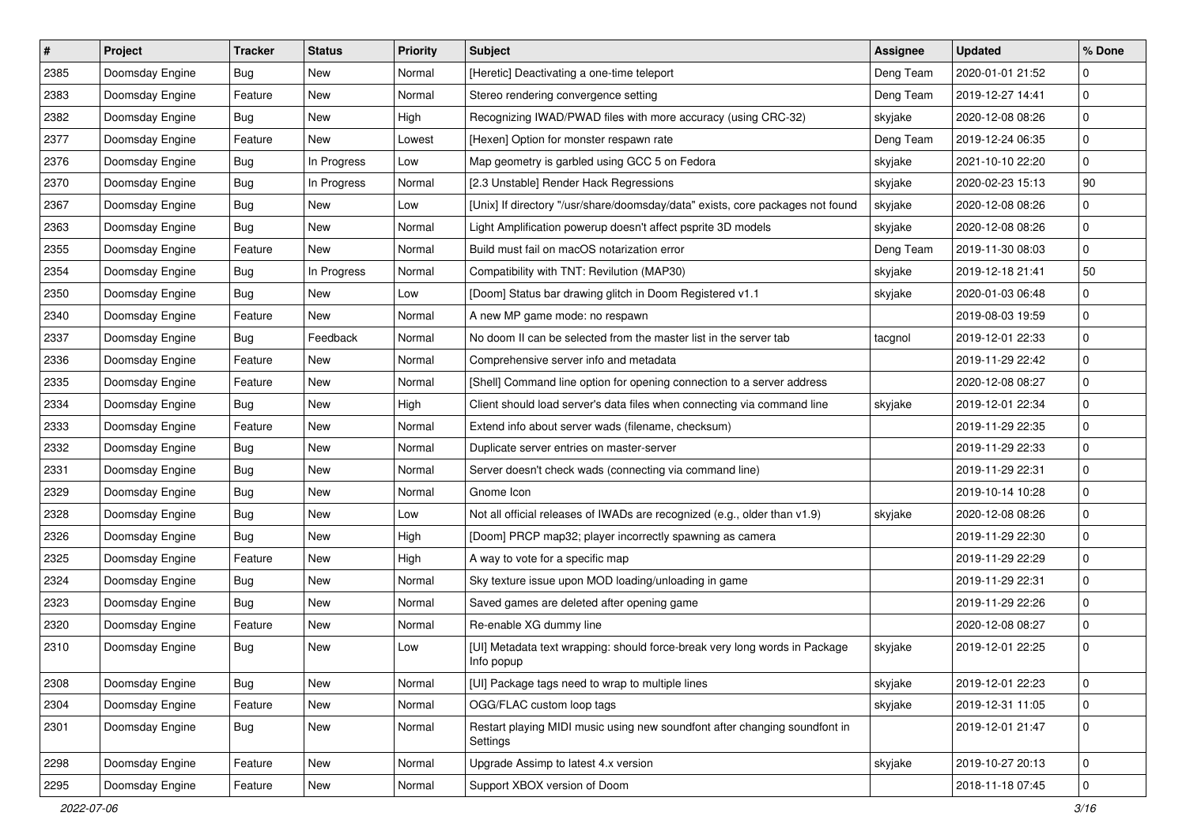| # | Project | Tracker | Status | Priority | Subject | Assignee | Updated | % Done |
|---|---|---|---|---|---|---|---|---|
| 2385 | Doomsday Engine | Bug | New | Normal | [Heretic] Deactivating a one-time teleport | Deng Team | 2020-01-01 21:52 | 0 |
| 2383 | Doomsday Engine | Feature | New | Normal | Stereo rendering convergence setting | Deng Team | 2019-12-27 14:41 | 0 |
| 2382 | Doomsday Engine | Bug | New | High | Recognizing IWAD/PWAD files with more accuracy (using CRC-32) | skyjake | 2020-12-08 08:26 | 0 |
| 2377 | Doomsday Engine | Feature | New | Lowest | [Hexen] Option for monster respawn rate | Deng Team | 2019-12-24 06:35 | 0 |
| 2376 | Doomsday Engine | Bug | In Progress | Low | Map geometry is garbled using GCC 5 on Fedora | skyjake | 2021-10-10 22:20 | 0 |
| 2370 | Doomsday Engine | Bug | In Progress | Normal | [2.3 Unstable] Render Hack Regressions | skyjake | 2020-02-23 15:13 | 90 |
| 2367 | Doomsday Engine | Bug | New | Low | [Unix] If directory "/usr/share/doomsday/data" exists, core packages not found | skyjake | 2020-12-08 08:26 | 0 |
| 2363 | Doomsday Engine | Bug | New | Normal | Light Amplification powerup doesn't affect psprite 3D models | skyjake | 2020-12-08 08:26 | 0 |
| 2355 | Doomsday Engine | Feature | New | Normal | Build must fail on macOS notarization error | Deng Team | 2019-11-30 08:03 | 0 |
| 2354 | Doomsday Engine | Bug | In Progress | Normal | Compatibility with TNT: Revilution (MAP30) | skyjake | 2019-12-18 21:41 | 50 |
| 2350 | Doomsday Engine | Bug | New | Low | [Doom] Status bar drawing glitch in Doom Registered v1.1 | skyjake | 2020-01-03 06:48 | 0 |
| 2340 | Doomsday Engine | Feature | New | Normal | A new MP game mode: no respawn | | 2019-08-03 19:59 | 0 |
| 2337 | Doomsday Engine | Bug | Feedback | Normal | No doom II can be selected from the master list in the server tab | tacgnol | 2019-12-01 22:33 | 0 |
| 2336 | Doomsday Engine | Feature | New | Normal | Comprehensive server info and metadata | | 2019-11-29 22:42 | 0 |
| 2335 | Doomsday Engine | Feature | New | Normal | [Shell] Command line option for opening connection to a server address | | 2020-12-08 08:27 | 0 |
| 2334 | Doomsday Engine | Bug | New | High | Client should load server's data files when connecting via command line | skyjake | 2019-12-01 22:34 | 0 |
| 2333 | Doomsday Engine | Feature | New | Normal | Extend info about server wads (filename, checksum) | | 2019-11-29 22:35 | 0 |
| 2332 | Doomsday Engine | Bug | New | Normal | Duplicate server entries on master-server | | 2019-11-29 22:33 | 0 |
| 2331 | Doomsday Engine | Bug | New | Normal | Server doesn't check wads (connecting via command line) | | 2019-11-29 22:31 | 0 |
| 2329 | Doomsday Engine | Bug | New | Normal | Gnome Icon | | 2019-10-14 10:28 | 0 |
| 2328 | Doomsday Engine | Bug | New | Low | Not all official releases of IWADs are recognized (e.g., older than v1.9) | skyjake | 2020-12-08 08:26 | 0 |
| 2326 | Doomsday Engine | Bug | New | High | [Doom] PRCP map32; player incorrectly spawning as camera | | 2019-11-29 22:30 | 0 |
| 2325 | Doomsday Engine | Feature | New | High | A way to vote for a specific map | | 2019-11-29 22:29 | 0 |
| 2324 | Doomsday Engine | Bug | New | Normal | Sky texture issue upon MOD loading/unloading in game | | 2019-11-29 22:31 | 0 |
| 2323 | Doomsday Engine | Bug | New | Normal | Saved games are deleted after opening game | | 2019-11-29 22:26 | 0 |
| 2320 | Doomsday Engine | Feature | New | Normal | Re-enable XG dummy line | | 2020-12-08 08:27 | 0 |
| 2310 | Doomsday Engine | Bug | New | Low | [UI] Metadata text wrapping: should force-break very long words in Package Info popup | skyjake | 2019-12-01 22:25 | 0 |
| 2308 | Doomsday Engine | Bug | New | Normal | [UI] Package tags need to wrap to multiple lines | skyjake | 2019-12-01 22:23 | 0 |
| 2304 | Doomsday Engine | Feature | New | Normal | OGG/FLAC custom loop tags | skyjake | 2019-12-31 11:05 | 0 |
| 2301 | Doomsday Engine | Bug | New | Normal | Restart playing MIDI music using new soundfont after changing soundfont in Settings | | 2019-12-01 21:47 | 0 |
| 2298 | Doomsday Engine | Feature | New | Normal | Upgrade Assimp to latest 4.x version | skyjake | 2019-10-27 20:13 | 0 |
| 2295 | Doomsday Engine | Feature | New | Normal | Support XBOX version of Doom | | 2018-11-18 07:45 | 0 |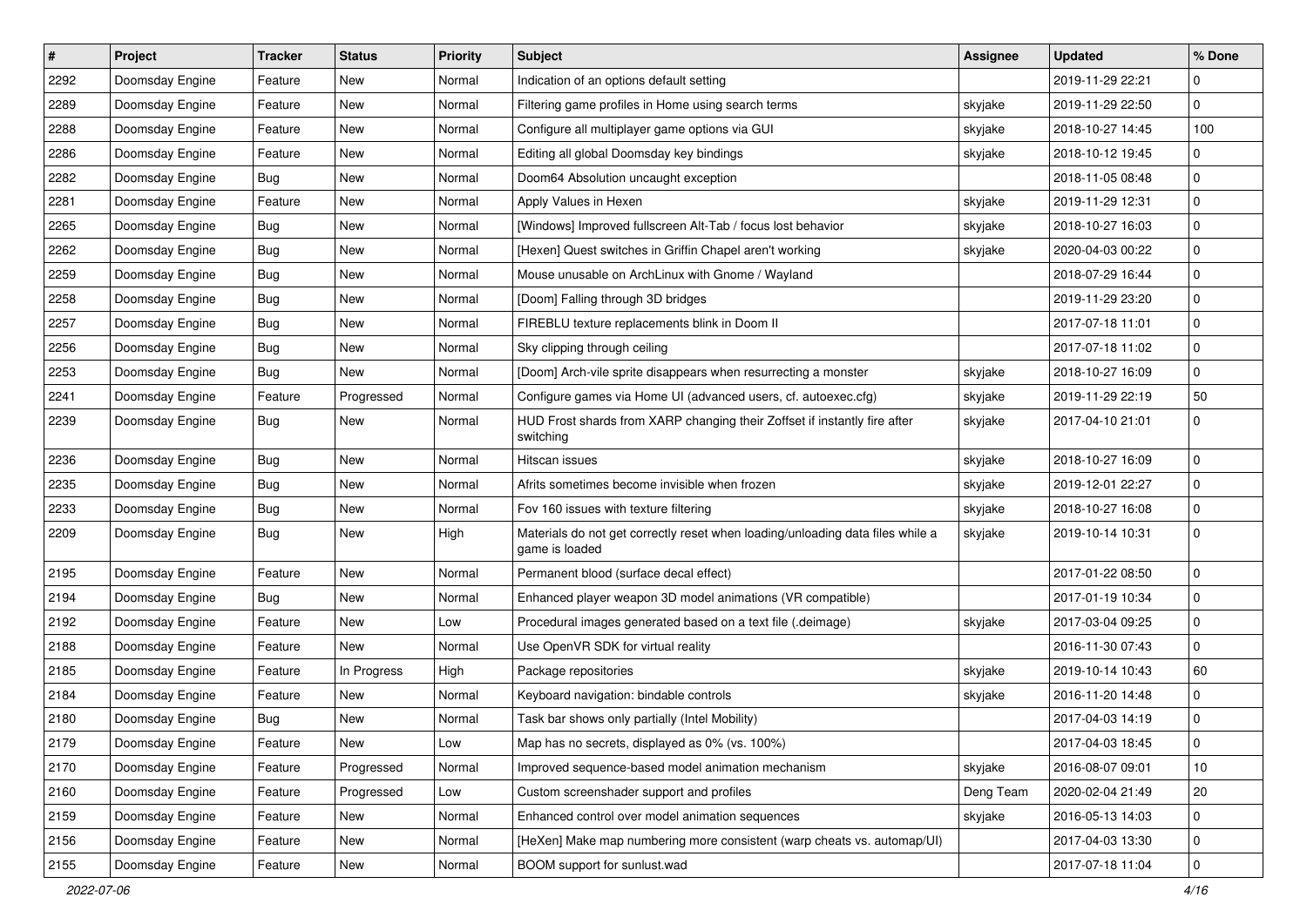| # | Project | Tracker | Status | Priority | Subject | Assignee | Updated | % Done |
|---|---|---|---|---|---|---|---|---|
| 2292 | Doomsday Engine | Feature | New | Normal | Indication of an options default setting | | 2019-11-29 22:21 | 0 |
| 2289 | Doomsday Engine | Feature | New | Normal | Filtering game profiles in Home using search terms | skyjake | 2019-11-29 22:50 | 0 |
| 2288 | Doomsday Engine | Feature | New | Normal | Configure all multiplayer game options via GUI | skyjake | 2018-10-27 14:45 | 100 |
| 2286 | Doomsday Engine | Feature | New | Normal | Editing all global Doomsday key bindings | skyjake | 2018-10-12 19:45 | 0 |
| 2282 | Doomsday Engine | Bug | New | Normal | Doom64 Absolution uncaught exception | | 2018-11-05 08:48 | 0 |
| 2281 | Doomsday Engine | Feature | New | Normal | Apply Values in Hexen | skyjake | 2019-11-29 12:31 | 0 |
| 2265 | Doomsday Engine | Bug | New | Normal | [Windows] Improved fullscreen Alt-Tab / focus lost behavior | skyjake | 2018-10-27 16:03 | 0 |
| 2262 | Doomsday Engine | Bug | New | Normal | [Hexen] Quest switches in Griffin Chapel aren't working | skyjake | 2020-04-03 00:22 | 0 |
| 2259 | Doomsday Engine | Bug | New | Normal | Mouse unusable on ArchLinux with Gnome / Wayland | | 2018-07-29 16:44 | 0 |
| 2258 | Doomsday Engine | Bug | New | Normal | [Doom] Falling through 3D bridges | | 2019-11-29 23:20 | 0 |
| 2257 | Doomsday Engine | Bug | New | Normal | FIREBLU texture replacements blink in Doom II | | 2017-07-18 11:01 | 0 |
| 2256 | Doomsday Engine | Bug | New | Normal | Sky clipping through ceiling | | 2017-07-18 11:02 | 0 |
| 2253 | Doomsday Engine | Bug | New | Normal | [Doom] Arch-vile sprite disappears when resurrecting a monster | skyjake | 2018-10-27 16:09 | 0 |
| 2241 | Doomsday Engine | Feature | Progressed | Normal | Configure games via Home UI (advanced users, cf. autoexec.cfg) | skyjake | 2019-11-29 22:19 | 50 |
| 2239 | Doomsday Engine | Bug | New | Normal | HUD Frost shards from XARP changing their Zoffset if instantly fire after switching | skyjake | 2017-04-10 21:01 | 0 |
| 2236 | Doomsday Engine | Bug | New | Normal | Hitscan issues | skyjake | 2018-10-27 16:09 | 0 |
| 2235 | Doomsday Engine | Bug | New | Normal | Afrits sometimes become invisible when frozen | skyjake | 2019-12-01 22:27 | 0 |
| 2233 | Doomsday Engine | Bug | New | Normal | Fov 160 issues with texture filtering | skyjake | 2018-10-27 16:08 | 0 |
| 2209 | Doomsday Engine | Bug | New | High | Materials do not get correctly reset when loading/unloading data files while a game is loaded | skyjake | 2019-10-14 10:31 | 0 |
| 2195 | Doomsday Engine | Feature | New | Normal | Permanent blood (surface decal effect) | | 2017-01-22 08:50 | 0 |
| 2194 | Doomsday Engine | Bug | New | Normal | Enhanced player weapon 3D model animations (VR compatible) | | 2017-01-19 10:34 | 0 |
| 2192 | Doomsday Engine | Feature | New | Low | Procedural images generated based on a text file (.deimage) | skyjake | 2017-03-04 09:25 | 0 |
| 2188 | Doomsday Engine | Feature | New | Normal | Use OpenVR SDK for virtual reality | | 2016-11-30 07:43 | 0 |
| 2185 | Doomsday Engine | Feature | In Progress | High | Package repositories | skyjake | 2019-10-14 10:43 | 60 |
| 2184 | Doomsday Engine | Feature | New | Normal | Keyboard navigation: bindable controls | skyjake | 2016-11-20 14:48 | 0 |
| 2180 | Doomsday Engine | Bug | New | Normal | Task bar shows only partially (Intel Mobility) | | 2017-04-03 14:19 | 0 |
| 2179 | Doomsday Engine | Feature | New | Low | Map has no secrets, displayed as 0% (vs. 100%) | | 2017-04-03 18:45 | 0 |
| 2170 | Doomsday Engine | Feature | Progressed | Normal | Improved sequence-based model animation mechanism | skyjake | 2016-08-07 09:01 | 10 |
| 2160 | Doomsday Engine | Feature | Progressed | Low | Custom screenshader support and profiles | Deng Team | 2020-02-04 21:49 | 20 |
| 2159 | Doomsday Engine | Feature | New | Normal | Enhanced control over model animation sequences | skyjake | 2016-05-13 14:03 | 0 |
| 2156 | Doomsday Engine | Feature | New | Normal | [HeXen] Make map numbering more consistent (warp cheats vs. automap/UI) | | 2017-04-03 13:30 | 0 |
| 2155 | Doomsday Engine | Feature | New | Normal | BOOM support for sunlust.wad | | 2017-07-18 11:04 | 0 |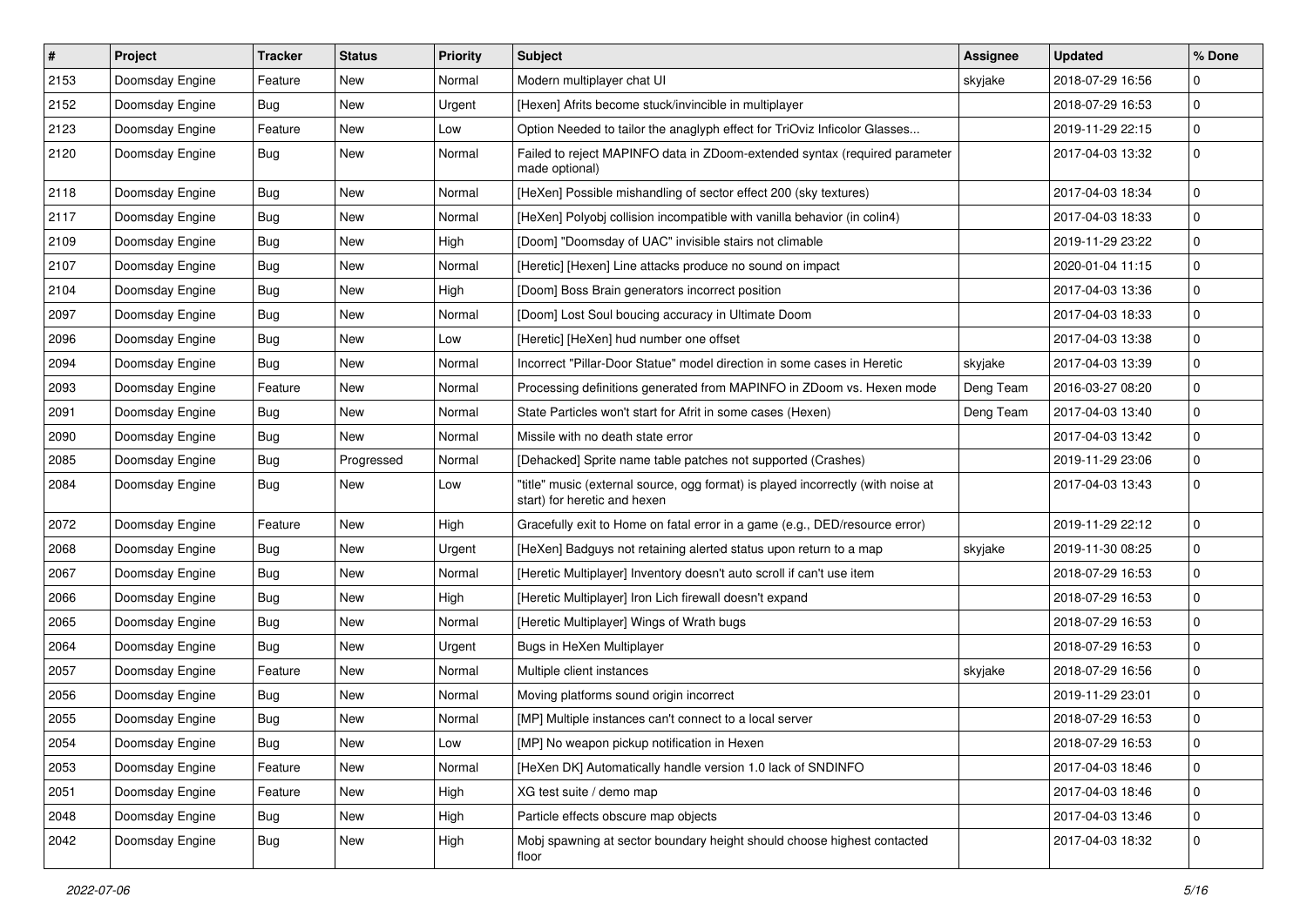| # | Project | Tracker | Status | Priority | Subject | Assignee | Updated | % Done |
|---|---|---|---|---|---|---|---|---|
| 2153 | Doomsday Engine | Feature | New | Normal | Modern multiplayer chat UI | skyjake | 2018-07-29 16:56 | 0 |
| 2152 | Doomsday Engine | Bug | New | Urgent | [Hexen] Afrits become stuck/invincible in multiplayer | | 2018-07-29 16:53 | 0 |
| 2123 | Doomsday Engine | Feature | New | Low | Option Needed to tailor the anaglyph effect for TriOviz Inficolor Glasses... | | 2019-11-29 22:15 | 0 |
| 2120 | Doomsday Engine | Bug | New | Normal | Failed to reject MAPINFO data in ZDoom-extended syntax (required parameter made optional) | | 2017-04-03 13:32 | 0 |
| 2118 | Doomsday Engine | Bug | New | Normal | [HeXen] Possible mishandling of sector effect 200 (sky textures) | | 2017-04-03 18:34 | 0 |
| 2117 | Doomsday Engine | Bug | New | Normal | [HeXen] Polyobj collision incompatible with vanilla behavior (in colin4) | | 2017-04-03 18:33 | 0 |
| 2109 | Doomsday Engine | Bug | New | High | [Doom] "Doomsday of UAC" invisible stairs not climable | | 2019-11-29 23:22 | 0 |
| 2107 | Doomsday Engine | Bug | New | Normal | [Heretic] [Hexen] Line attacks produce no sound on impact | | 2020-01-04 11:15 | 0 |
| 2104 | Doomsday Engine | Bug | New | High | [Doom] Boss Brain generators incorrect position | | 2017-04-03 13:36 | 0 |
| 2097 | Doomsday Engine | Bug | New | Normal | [Doom] Lost Soul boucing accuracy in Ultimate Doom | | 2017-04-03 18:33 | 0 |
| 2096 | Doomsday Engine | Bug | New | Low | [Heretic] [HeXen] hud number one offset | | 2017-04-03 13:38 | 0 |
| 2094 | Doomsday Engine | Bug | New | Normal | Incorrect "Pillar-Door Statue" model direction in some cases in Heretic | skyjake | 2017-04-03 13:39 | 0 |
| 2093 | Doomsday Engine | Feature | New | Normal | Processing definitions generated from MAPINFO in ZDoom vs. Hexen mode | Deng Team | 2016-03-27 08:20 | 0 |
| 2091 | Doomsday Engine | Bug | New | Normal | State Particles won't start for Afrit in some cases (Hexen) | Deng Team | 2017-04-03 13:40 | 0 |
| 2090 | Doomsday Engine | Bug | New | Normal | Missile with no death state error | | 2017-04-03 13:42 | 0 |
| 2085 | Doomsday Engine | Bug | Progressed | Normal | [Dehacked] Sprite name table patches not supported (Crashes) | | 2019-11-29 23:06 | 0 |
| 2084 | Doomsday Engine | Bug | New | Low | "title" music (external source, ogg format) is played incorrectly (with noise at start) for heretic and hexen | | 2017-04-03 13:43 | 0 |
| 2072 | Doomsday Engine | Feature | New | High | Gracefully exit to Home on fatal error in a game (e.g., DED/resource error) | | 2019-11-29 22:12 | 0 |
| 2068 | Doomsday Engine | Bug | New | Urgent | [HeXen] Badguys not retaining alerted status upon return to a map | skyjake | 2019-11-30 08:25 | 0 |
| 2067 | Doomsday Engine | Bug | New | Normal | [Heretic Multiplayer] Inventory doesn't auto scroll if can't use item | | 2018-07-29 16:53 | 0 |
| 2066 | Doomsday Engine | Bug | New | High | [Heretic Multiplayer] Iron Lich firewall doesn't expand | | 2018-07-29 16:53 | 0 |
| 2065 | Doomsday Engine | Bug | New | Normal | [Heretic Multiplayer] Wings of Wrath bugs | | 2018-07-29 16:53 | 0 |
| 2064 | Doomsday Engine | Bug | New | Urgent | Bugs in HeXen Multiplayer | | 2018-07-29 16:53 | 0 |
| 2057 | Doomsday Engine | Feature | New | Normal | Multiple client instances | skyjake | 2018-07-29 16:56 | 0 |
| 2056 | Doomsday Engine | Bug | New | Normal | Moving platforms sound origin incorrect | | 2019-11-29 23:01 | 0 |
| 2055 | Doomsday Engine | Bug | New | Normal | [MP] Multiple instances can't connect to a local server | | 2018-07-29 16:53 | 0 |
| 2054 | Doomsday Engine | Bug | New | Low | [MP] No weapon pickup notification in Hexen | | 2018-07-29 16:53 | 0 |
| 2053 | Doomsday Engine | Feature | New | Normal | [HeXen DK] Automatically handle version 1.0 lack of SNDINFO | | 2017-04-03 18:46 | 0 |
| 2051 | Doomsday Engine | Feature | New | High | XG test suite / demo map | | 2017-04-03 18:46 | 0 |
| 2048 | Doomsday Engine | Bug | New | High | Particle effects obscure map objects | | 2017-04-03 13:46 | 0 |
| 2042 | Doomsday Engine | Bug | New | High | Mobj spawning at sector boundary height should choose highest contacted floor | | 2017-04-03 18:32 | 0 |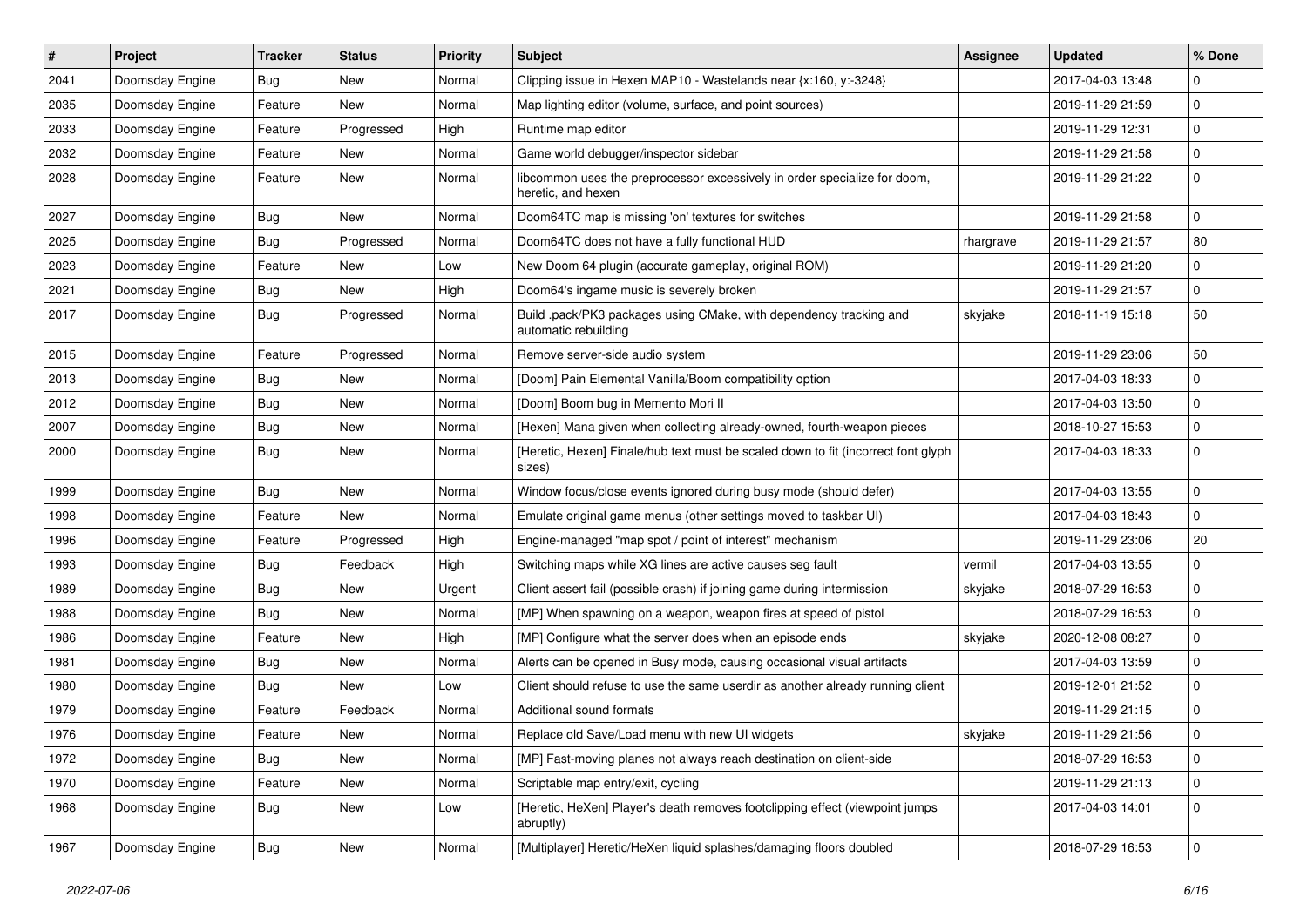| # | Project | Tracker | Status | Priority | Subject | Assignee | Updated | % Done |
|---|---|---|---|---|---|---|---|---|
| 2041 | Doomsday Engine | Bug | New | Normal | Clipping issue in Hexen MAP10 - Wastelands near {x:160, y:-3248} | | 2017-04-03 13:48 | 0 |
| 2035 | Doomsday Engine | Feature | New | Normal | Map lighting editor (volume, surface, and point sources) | | 2019-11-29 21:59 | 0 |
| 2033 | Doomsday Engine | Feature | Progressed | High | Runtime map editor | | 2019-11-29 12:31 | 0 |
| 2032 | Doomsday Engine | Feature | New | Normal | Game world debugger/inspector sidebar | | 2019-11-29 21:58 | 0 |
| 2028 | Doomsday Engine | Feature | New | Normal | libcommon uses the preprocessor excessively in order specialize for doom, heretic, and hexen | | 2019-11-29 21:22 | 0 |
| 2027 | Doomsday Engine | Bug | New | Normal | Doom64TC map is missing 'on' textures for switches | | 2019-11-29 21:58 | 0 |
| 2025 | Doomsday Engine | Bug | Progressed | Normal | Doom64TC does not have a fully functional HUD | rhargrave | 2019-11-29 21:57 | 80 |
| 2023 | Doomsday Engine | Feature | New | Low | New Doom 64 plugin (accurate gameplay, original ROM) | | 2019-11-29 21:20 | 0 |
| 2021 | Doomsday Engine | Bug | New | High | Doom64's ingame music is severely broken | | 2019-11-29 21:57 | 0 |
| 2017 | Doomsday Engine | Bug | Progressed | Normal | Build .pack/PK3 packages using CMake, with dependency tracking and automatic rebuilding | skyjake | 2018-11-19 15:18 | 50 |
| 2015 | Doomsday Engine | Feature | Progressed | Normal | Remove server-side audio system | | 2019-11-29 23:06 | 50 |
| 2013 | Doomsday Engine | Bug | New | Normal | [Doom] Pain Elemental Vanilla/Boom compatibility option | | 2017-04-03 18:33 | 0 |
| 2012 | Doomsday Engine | Bug | New | Normal | [Doom] Boom bug in Memento Mori II | | 2017-04-03 13:50 | 0 |
| 2007 | Doomsday Engine | Bug | New | Normal | [Hexen] Mana given when collecting already-owned, fourth-weapon pieces | | 2018-10-27 15:53 | 0 |
| 2000 | Doomsday Engine | Bug | New | Normal | [Heretic, Hexen] Finale/hub text must be scaled down to fit (incorrect font glyph sizes) | | 2017-04-03 18:33 | 0 |
| 1999 | Doomsday Engine | Bug | New | Normal | Window focus/close events ignored during busy mode (should defer) | | 2017-04-03 13:55 | 0 |
| 1998 | Doomsday Engine | Feature | New | Normal | Emulate original game menus (other settings moved to taskbar UI) | | 2017-04-03 18:43 | 0 |
| 1996 | Doomsday Engine | Feature | Progressed | High | Engine-managed "map spot / point of interest" mechanism | | 2019-11-29 23:06 | 20 |
| 1993 | Doomsday Engine | Bug | Feedback | High | Switching maps while XG lines are active causes seg fault | vermil | 2017-04-03 13:55 | 0 |
| 1989 | Doomsday Engine | Bug | New | Urgent | Client assert fail (possible crash) if joining game during intermission | skyjake | 2018-07-29 16:53 | 0 |
| 1988 | Doomsday Engine | Bug | New | Normal | [MP] When spawning on a weapon, weapon fires at speed of pistol | | 2018-07-29 16:53 | 0 |
| 1986 | Doomsday Engine | Feature | New | High | [MP] Configure what the server does when an episode ends | skyjake | 2020-12-08 08:27 | 0 |
| 1981 | Doomsday Engine | Bug | New | Normal | Alerts can be opened in Busy mode, causing occasional visual artifacts | | 2017-04-03 13:59 | 0 |
| 1980 | Doomsday Engine | Bug | New | Low | Client should refuse to use the same userdir as another already running client | | 2019-12-01 21:52 | 0 |
| 1979 | Doomsday Engine | Feature | Feedback | Normal | Additional sound formats | | 2019-11-29 21:15 | 0 |
| 1976 | Doomsday Engine | Feature | New | Normal | Replace old Save/Load menu with new UI widgets | skyjake | 2019-11-29 21:56 | 0 |
| 1972 | Doomsday Engine | Bug | New | Normal | [MP] Fast-moving planes not always reach destination on client-side | | 2018-07-29 16:53 | 0 |
| 1970 | Doomsday Engine | Feature | New | Normal | Scriptable map entry/exit, cycling | | 2019-11-29 21:13 | 0 |
| 1968 | Doomsday Engine | Bug | New | Low | [Heretic, HeXen] Player's death removes footclipping effect (viewpoint jumps abruptly) | | 2017-04-03 14:01 | 0 |
| 1967 | Doomsday Engine | Bug | New | Normal | [Multiplayer] Heretic/HeXen liquid splashes/damaging floors doubled | | 2018-07-29 16:53 | 0 |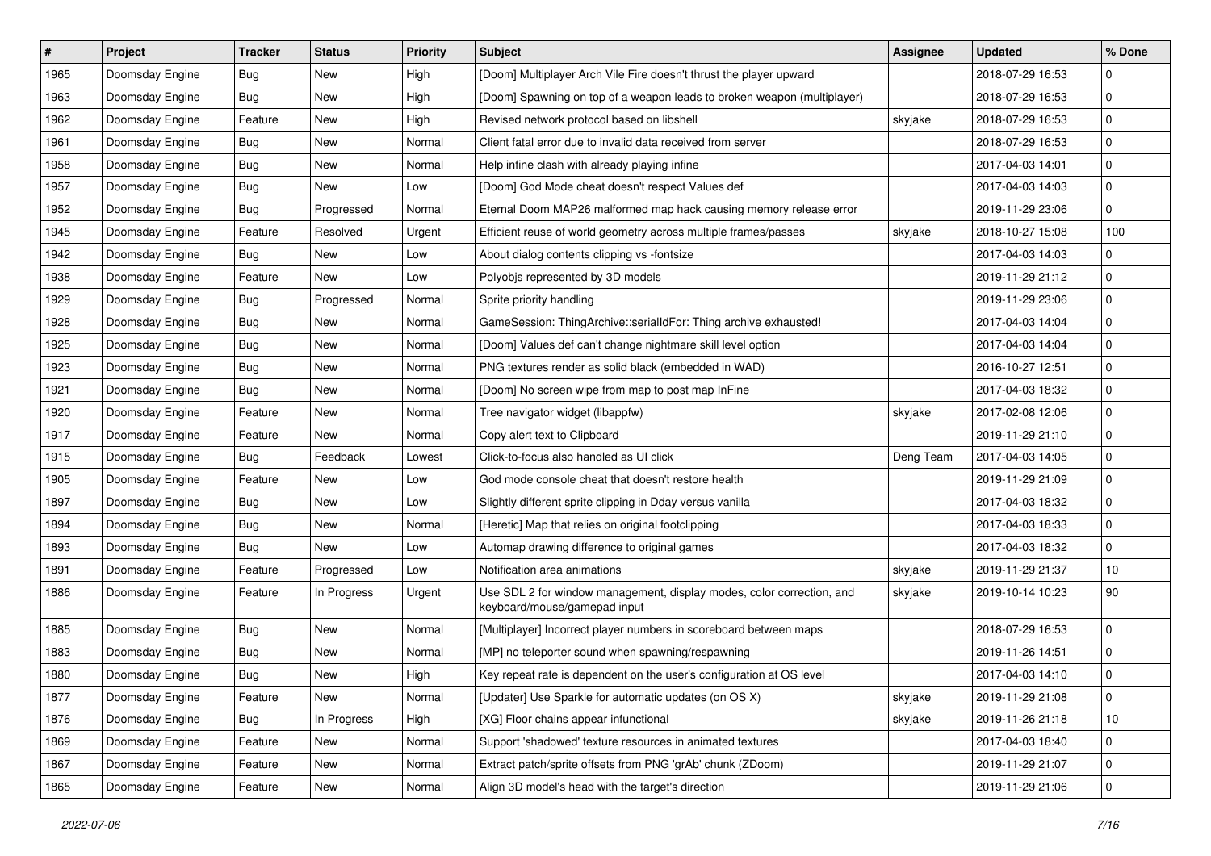| # | Project | Tracker | Status | Priority | Subject | Assignee | Updated | % Done |
|---|---|---|---|---|---|---|---|---|
| 1965 | Doomsday Engine | Bug | New | High | [Doom] Multiplayer Arch Vile Fire doesn't thrust the player upward | | 2018-07-29 16:53 | 0 |
| 1963 | Doomsday Engine | Bug | New | High | [Doom] Spawning on top of a weapon leads to broken weapon (multiplayer) | | 2018-07-29 16:53 | 0 |
| 1962 | Doomsday Engine | Feature | New | High | Revised network protocol based on libshell | skyjake | 2018-07-29 16:53 | 0 |
| 1961 | Doomsday Engine | Bug | New | Normal | Client fatal error due to invalid data received from server | | 2018-07-29 16:53 | 0 |
| 1958 | Doomsday Engine | Bug | New | Normal | Help infine clash with already playing infine | | 2017-04-03 14:01 | 0 |
| 1957 | Doomsday Engine | Bug | New | Low | [Doom] God Mode cheat doesn't respect Values def | | 2017-04-03 14:03 | 0 |
| 1952 | Doomsday Engine | Bug | Progressed | Normal | Eternal Doom MAP26 malformed map hack causing memory release error | | 2019-11-29 23:06 | 0 |
| 1945 | Doomsday Engine | Feature | Resolved | Urgent | Efficient reuse of world geometry across multiple frames/passes | skyjake | 2018-10-27 15:08 | 100 |
| 1942 | Doomsday Engine | Bug | New | Low | About dialog contents clipping vs -fontsize | | 2017-04-03 14:03 | 0 |
| 1938 | Doomsday Engine | Feature | New | Low | Polyobjs represented by 3D models | | 2019-11-29 21:12 | 0 |
| 1929 | Doomsday Engine | Bug | Progressed | Normal | Sprite priority handling | | 2019-11-29 23:06 | 0 |
| 1928 | Doomsday Engine | Bug | New | Normal | GameSession: ThingArchive::serialIdFor: Thing archive exhausted! | | 2017-04-03 14:04 | 0 |
| 1925 | Doomsday Engine | Bug | New | Normal | [Doom] Values def can't change nightmare skill level option | | 2017-04-03 14:04 | 0 |
| 1923 | Doomsday Engine | Bug | New | Normal | PNG textures render as solid black (embedded in WAD) | | 2016-10-27 12:51 | 0 |
| 1921 | Doomsday Engine | Bug | New | Normal | [Doom] No screen wipe from map to post map InFine | | 2017-04-03 18:32 | 0 |
| 1920 | Doomsday Engine | Feature | New | Normal | Tree navigator widget (libappfw) | skyjake | 2017-02-08 12:06 | 0 |
| 1917 | Doomsday Engine | Feature | New | Normal | Copy alert text to Clipboard | | 2019-11-29 21:10 | 0 |
| 1915 | Doomsday Engine | Bug | Feedback | Lowest | Click-to-focus also handled as UI click | Deng Team | 2017-04-03 14:05 | 0 |
| 1905 | Doomsday Engine | Feature | New | Low | God mode console cheat that doesn't restore health | | 2019-11-29 21:09 | 0 |
| 1897 | Doomsday Engine | Bug | New | Low | Slightly different sprite clipping in Dday versus vanilla | | 2017-04-03 18:32 | 0 |
| 1894 | Doomsday Engine | Bug | New | Normal | [Heretic] Map that relies on original footclipping | | 2017-04-03 18:33 | 0 |
| 1893 | Doomsday Engine | Bug | New | Low | Automap drawing difference to original games | | 2017-04-03 18:32 | 0 |
| 1891 | Doomsday Engine | Feature | Progressed | Low | Notification area animations | skyjake | 2019-11-29 21:37 | 10 |
| 1886 | Doomsday Engine | Feature | In Progress | Urgent | Use SDL 2 for window management, display modes, color correction, and keyboard/mouse/gamepad input | skyjake | 2019-10-14 10:23 | 90 |
| 1885 | Doomsday Engine | Bug | New | Normal | [Multiplayer] Incorrect player numbers in scoreboard between maps | | 2018-07-29 16:53 | 0 |
| 1883 | Doomsday Engine | Bug | New | Normal | [MP] no teleporter sound when spawning/respawning | | 2019-11-26 14:51 | 0 |
| 1880 | Doomsday Engine | Bug | New | High | Key repeat rate is dependent on the user's configuration at OS level | | 2017-04-03 14:10 | 0 |
| 1877 | Doomsday Engine | Feature | New | Normal | [Updater] Use Sparkle for automatic updates (on OS X) | skyjake | 2019-11-29 21:08 | 0 |
| 1876 | Doomsday Engine | Bug | In Progress | High | [XG] Floor chains appear infunctional | skyjake | 2019-11-26 21:18 | 10 |
| 1869 | Doomsday Engine | Feature | New | Normal | Support 'shadowed' texture resources in animated textures | | 2017-04-03 18:40 | 0 |
| 1867 | Doomsday Engine | Feature | New | Normal | Extract patch/sprite offsets from PNG 'grAb' chunk (ZDoom) | | 2019-11-29 21:07 | 0 |
| 1865 | Doomsday Engine | Feature | New | Normal | Align 3D model's head with the target's direction | | 2019-11-29 21:06 | 0 |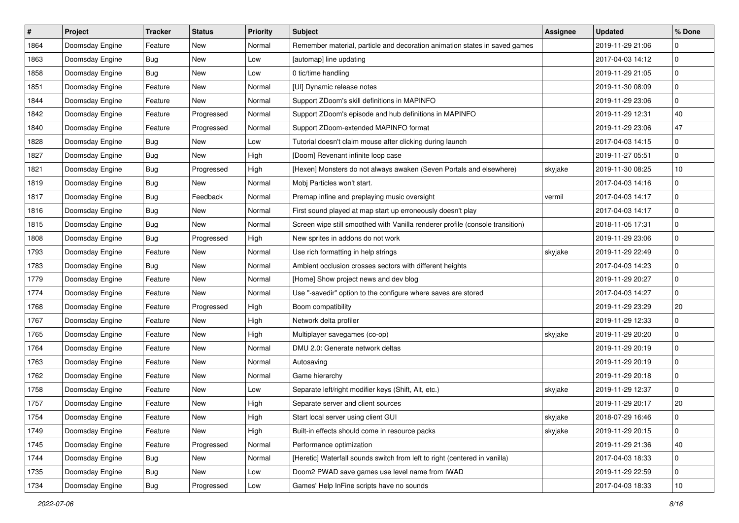| # | Project | Tracker | Status | Priority | Subject | Assignee | Updated | % Done |
|---|---|---|---|---|---|---|---|---|
| 1864 | Doomsday Engine | Feature | New | Normal | Remember material, particle and decoration animation states in saved games | | 2019-11-29 21:06 | 0 |
| 1863 | Doomsday Engine | Bug | New | Low | [automap] line updating | | 2017-04-03 14:12 | 0 |
| 1858 | Doomsday Engine | Bug | New | Low | 0 tic/time handling | | 2019-11-29 21:05 | 0 |
| 1851 | Doomsday Engine | Feature | New | Normal | [UI] Dynamic release notes | | 2019-11-30 08:09 | 0 |
| 1844 | Doomsday Engine | Feature | New | Normal | Support ZDoom's skill definitions in MAPINFO | | 2019-11-29 23:06 | 0 |
| 1842 | Doomsday Engine | Feature | Progressed | Normal | Support ZDoom's episode and hub definitions in MAPINFO | | 2019-11-29 12:31 | 40 |
| 1840 | Doomsday Engine | Feature | Progressed | Normal | Support ZDoom-extended MAPINFO format | | 2019-11-29 23:06 | 47 |
| 1828 | Doomsday Engine | Bug | New | Low | Tutorial doesn't claim mouse after clicking during launch | | 2017-04-03 14:15 | 0 |
| 1827 | Doomsday Engine | Bug | New | High | [Doom] Revenant infinite loop case | | 2019-11-27 05:51 | 0 |
| 1821 | Doomsday Engine | Bug | Progressed | High | [Hexen] Monsters do not always awaken (Seven Portals and elsewhere) | skyjake | 2019-11-30 08:25 | 10 |
| 1819 | Doomsday Engine | Bug | New | Normal | Mobj Particles won't start. | | 2017-04-03 14:16 | 0 |
| 1817 | Doomsday Engine | Bug | Feedback | Normal | Premap infine and preplaying music oversight | vermil | 2017-04-03 14:17 | 0 |
| 1816 | Doomsday Engine | Bug | New | Normal | First sound played at map start up erroneously doesn't play | | 2017-04-03 14:17 | 0 |
| 1815 | Doomsday Engine | Bug | New | Normal | Screen wipe still smoothed with Vanilla renderer profile (console transition) | | 2018-11-05 17:31 | 0 |
| 1808 | Doomsday Engine | Bug | Progressed | High | New sprites in addons do not work | | 2019-11-29 23:06 | 0 |
| 1793 | Doomsday Engine | Feature | New | Normal | Use rich formatting in help strings | skyjake | 2019-11-29 22:49 | 0 |
| 1783 | Doomsday Engine | Bug | New | Normal | Ambient occlusion crosses sectors with different heights | | 2017-04-03 14:23 | 0 |
| 1779 | Doomsday Engine | Feature | New | Normal | [Home] Show project news and dev blog | | 2019-11-29 20:27 | 0 |
| 1774 | Doomsday Engine | Feature | New | Normal | Use "-savedir" option to the configure where saves are stored | | 2017-04-03 14:27 | 0 |
| 1768 | Doomsday Engine | Feature | Progressed | High | Boom compatibility | | 2019-11-29 23:29 | 20 |
| 1767 | Doomsday Engine | Feature | New | High | Network delta profiler | | 2019-11-29 12:33 | 0 |
| 1765 | Doomsday Engine | Feature | New | High | Multiplayer savegames (co-op) | skyjake | 2019-11-29 20:20 | 0 |
| 1764 | Doomsday Engine | Feature | New | Normal | DMU 2.0: Generate network deltas | | 2019-11-29 20:19 | 0 |
| 1763 | Doomsday Engine | Feature | New | Normal | Autosaving | | 2019-11-29 20:19 | 0 |
| 1762 | Doomsday Engine | Feature | New | Normal | Game hierarchy | | 2019-11-29 20:18 | 0 |
| 1758 | Doomsday Engine | Feature | New | Low | Separate left/right modifier keys (Shift, Alt, etc.) | skyjake | 2019-11-29 12:37 | 0 |
| 1757 | Doomsday Engine | Feature | New | High | Separate server and client sources | | 2019-11-29 20:17 | 20 |
| 1754 | Doomsday Engine | Feature | New | High | Start local server using client GUI | skyjake | 2018-07-29 16:46 | 0 |
| 1749 | Doomsday Engine | Feature | New | High | Built-in effects should come in resource packs | skyjake | 2019-11-29 20:15 | 0 |
| 1745 | Doomsday Engine | Feature | Progressed | Normal | Performance optimization | | 2019-11-29 21:36 | 40 |
| 1744 | Doomsday Engine | Bug | New | Normal | [Heretic] Waterfall sounds switch from left to right (centered in vanilla) | | 2017-04-03 18:33 | 0 |
| 1735 | Doomsday Engine | Bug | New | Low | Doom2 PWAD save games use level name from IWAD | | 2019-11-29 22:59 | 0 |
| 1734 | Doomsday Engine | Bug | Progressed | Low | Games' Help InFine scripts have no sounds | | 2017-04-03 18:33 | 10 |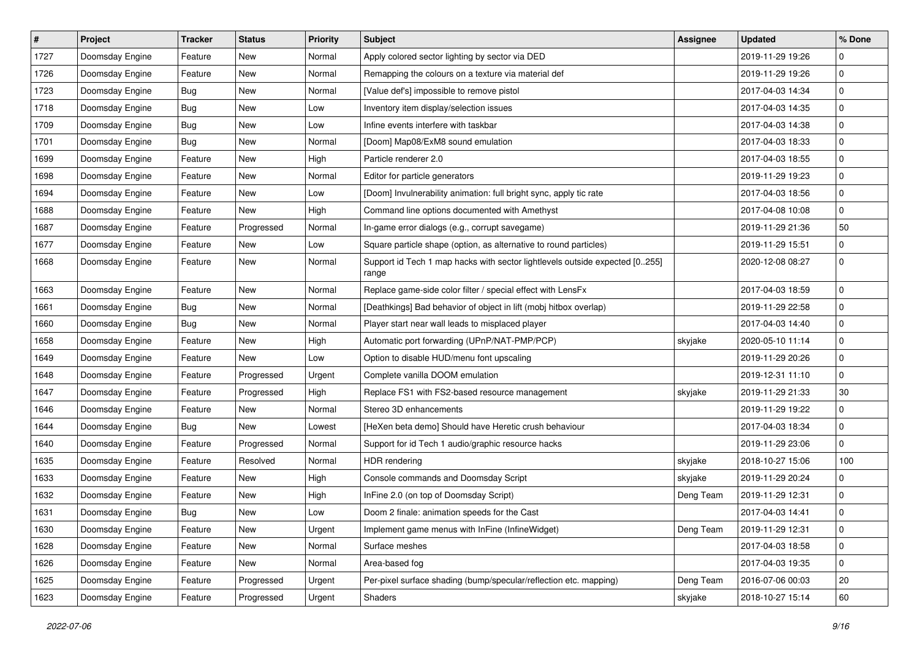| # | Project | Tracker | Status | Priority | Subject | Assignee | Updated | % Done |
|---|---|---|---|---|---|---|---|---|
| 1727 | Doomsday Engine | Feature | New | Normal | Apply colored sector lighting by sector via DED | | 2019-11-29 19:26 | 0 |
| 1726 | Doomsday Engine | Feature | New | Normal | Remapping the colours on a texture via material def | | 2019-11-29 19:26 | 0 |
| 1723 | Doomsday Engine | Bug | New | Normal | [Value def's] impossible to remove pistol | | 2017-04-03 14:34 | 0 |
| 1718 | Doomsday Engine | Bug | New | Low | Inventory item display/selection issues | | 2017-04-03 14:35 | 0 |
| 1709 | Doomsday Engine | Bug | New | Low | Infine events interfere with taskbar | | 2017-04-03 14:38 | 0 |
| 1701 | Doomsday Engine | Bug | New | Normal | [Doom] Map08/ExM8 sound emulation | | 2017-04-03 18:33 | 0 |
| 1699 | Doomsday Engine | Feature | New | High | Particle renderer 2.0 | | 2017-04-03 18:55 | 0 |
| 1698 | Doomsday Engine | Feature | New | Normal | Editor for particle generators | | 2019-11-29 19:23 | 0 |
| 1694 | Doomsday Engine | Feature | New | Low | [Doom] Invulnerability animation: full bright sync, apply tic rate | | 2017-04-03 18:56 | 0 |
| 1688 | Doomsday Engine | Feature | New | High | Command line options documented with Amethyst | | 2017-04-08 10:08 | 0 |
| 1687 | Doomsday Engine | Feature | Progressed | Normal | In-game error dialogs (e.g., corrupt savegame) | | 2019-11-29 21:36 | 50 |
| 1677 | Doomsday Engine | Feature | New | Low | Square particle shape (option, as alternative to round particles) | | 2019-11-29 15:51 | 0 |
| 1668 | Doomsday Engine | Feature | New | Normal | Support id Tech 1 map hacks with sector lightlevels outside expected [0..255] range | | 2020-12-08 08:27 | 0 |
| 1663 | Doomsday Engine | Feature | New | Normal | Replace game-side color filter / special effect with LensFx | | 2017-04-03 18:59 | 0 |
| 1661 | Doomsday Engine | Bug | New | Normal | [Deathkings] Bad behavior of object in lift (mobj hitbox overlap) | | 2019-11-29 22:58 | 0 |
| 1660 | Doomsday Engine | Bug | New | Normal | Player start near wall leads to misplaced player | | 2017-04-03 14:40 | 0 |
| 1658 | Doomsday Engine | Feature | New | High | Automatic port forwarding (UPnP/NAT-PMP/PCP) | skyjake | 2020-05-10 11:14 | 0 |
| 1649 | Doomsday Engine | Feature | New | Low | Option to disable HUD/menu font upscaling | | 2019-11-29 20:26 | 0 |
| 1648 | Doomsday Engine | Feature | Progressed | Urgent | Complete vanilla DOOM emulation | | 2019-12-31 11:10 | 0 |
| 1647 | Doomsday Engine | Feature | Progressed | High | Replace FS1 with FS2-based resource management | skyjake | 2019-11-29 21:33 | 30 |
| 1646 | Doomsday Engine | Feature | New | Normal | Stereo 3D enhancements | | 2019-11-29 19:22 | 0 |
| 1644 | Doomsday Engine | Bug | New | Lowest | [HeXen beta demo] Should have Heretic crush behaviour | | 2017-04-03 18:34 | 0 |
| 1640 | Doomsday Engine | Feature | Progressed | Normal | Support for id Tech 1 audio/graphic resource hacks | | 2019-11-29 23:06 | 0 |
| 1635 | Doomsday Engine | Feature | Resolved | Normal | HDR rendering | skyjake | 2018-10-27 15:06 | 100 |
| 1633 | Doomsday Engine | Feature | New | High | Console commands and Doomsday Script | skyjake | 2019-11-29 20:24 | 0 |
| 1632 | Doomsday Engine | Feature | New | High | InFine 2.0 (on top of Doomsday Script) | Deng Team | 2019-11-29 12:31 | 0 |
| 1631 | Doomsday Engine | Bug | New | Low | Doom 2 finale: animation speeds for the Cast | | 2017-04-03 14:41 | 0 |
| 1630 | Doomsday Engine | Feature | New | Urgent | Implement game menus with InFine (InfineWidget) | Deng Team | 2019-11-29 12:31 | 0 |
| 1628 | Doomsday Engine | Feature | New | Normal | Surface meshes | | 2017-04-03 18:58 | 0 |
| 1626 | Doomsday Engine | Feature | New | Normal | Area-based fog | | 2017-04-03 19:35 | 0 |
| 1625 | Doomsday Engine | Feature | Progressed | Urgent | Per-pixel surface shading (bump/specular/reflection etc. mapping) | Deng Team | 2016-07-06 00:03 | 20 |
| 1623 | Doomsday Engine | Feature | Progressed | Urgent | Shaders | skyjake | 2018-10-27 15:14 | 60 |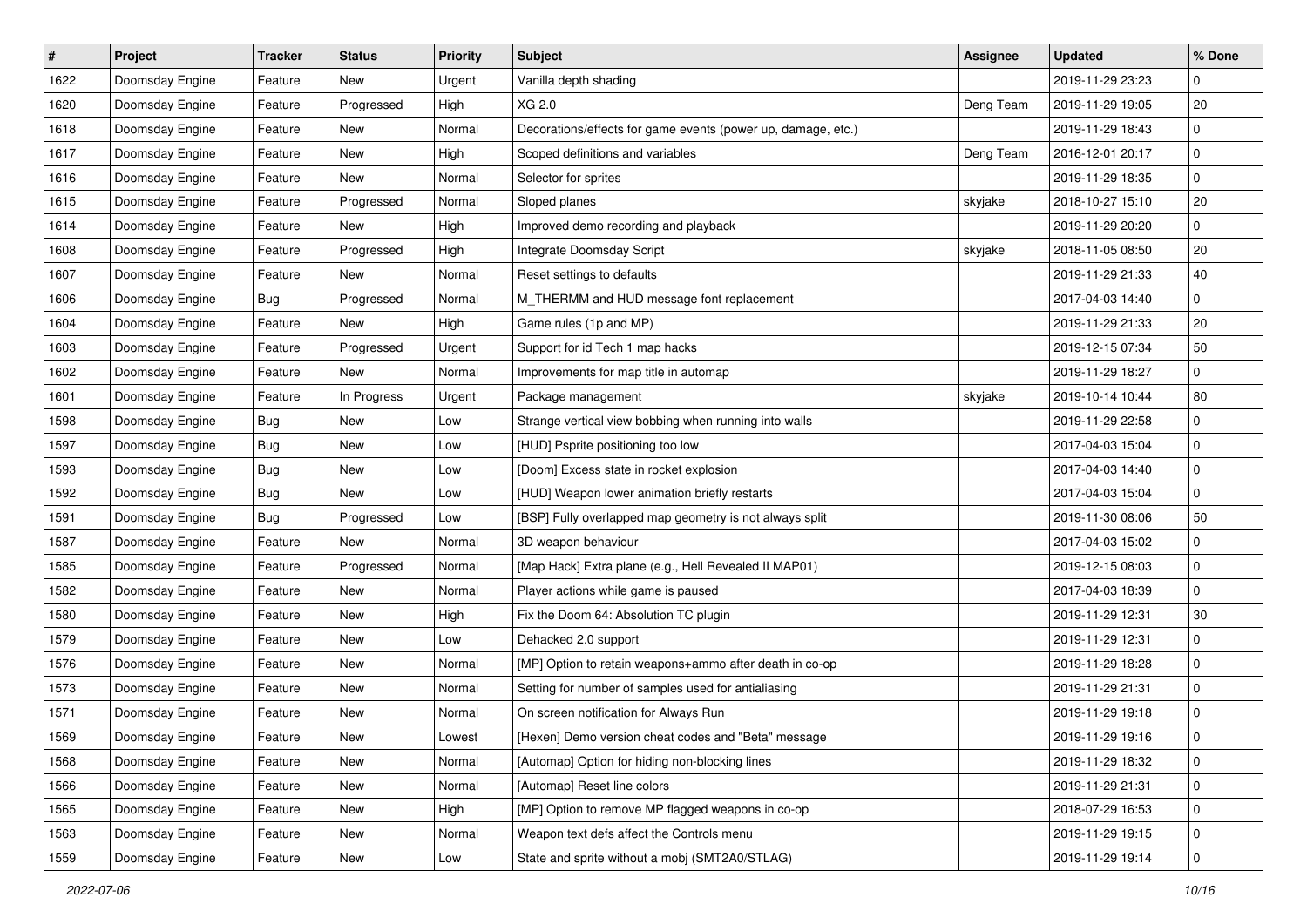| # | Project | Tracker | Status | Priority | Subject | Assignee | Updated | % Done |
|---|---|---|---|---|---|---|---|---|
| 1622 | Doomsday Engine | Feature | New | Urgent | Vanilla depth shading | | 2019-11-29 23:23 | 0 |
| 1620 | Doomsday Engine | Feature | Progressed | High | XG 2.0 | Deng Team | 2019-11-29 19:05 | 20 |
| 1618 | Doomsday Engine | Feature | New | Normal | Decorations/effects for game events (power up, damage, etc.) | | 2019-11-29 18:43 | 0 |
| 1617 | Doomsday Engine | Feature | New | High | Scoped definitions and variables | Deng Team | 2016-12-01 20:17 | 0 |
| 1616 | Doomsday Engine | Feature | New | Normal | Selector for sprites | | 2019-11-29 18:35 | 0 |
| 1615 | Doomsday Engine | Feature | Progressed | Normal | Sloped planes | skyjake | 2018-10-27 15:10 | 20 |
| 1614 | Doomsday Engine | Feature | New | High | Improved demo recording and playback | | 2019-11-29 20:20 | 0 |
| 1608 | Doomsday Engine | Feature | Progressed | High | Integrate Doomsday Script | skyjake | 2018-11-05 08:50 | 20 |
| 1607 | Doomsday Engine | Feature | New | Normal | Reset settings to defaults | | 2019-11-29 21:33 | 40 |
| 1606 | Doomsday Engine | Bug | Progressed | Normal | M_THERMM and HUD message font replacement | | 2017-04-03 14:40 | 0 |
| 1604 | Doomsday Engine | Feature | New | High | Game rules (1p and MP) | | 2019-11-29 21:33 | 20 |
| 1603 | Doomsday Engine | Feature | Progressed | Urgent | Support for id Tech 1 map hacks | | 2019-12-15 07:34 | 50 |
| 1602 | Doomsday Engine | Feature | New | Normal | Improvements for map title in automap | | 2019-11-29 18:27 | 0 |
| 1601 | Doomsday Engine | Feature | In Progress | Urgent | Package management | skyjake | 2019-10-14 10:44 | 80 |
| 1598 | Doomsday Engine | Bug | New | Low | Strange vertical view bobbing when running into walls | | 2019-11-29 22:58 | 0 |
| 1597 | Doomsday Engine | Bug | New | Low | [HUD] Psprite positioning too low | | 2017-04-03 15:04 | 0 |
| 1593 | Doomsday Engine | Bug | New | Low | [Doom] Excess state in rocket explosion | | 2017-04-03 14:40 | 0 |
| 1592 | Doomsday Engine | Bug | New | Low | [HUD] Weapon lower animation briefly restarts | | 2017-04-03 15:04 | 0 |
| 1591 | Doomsday Engine | Bug | Progressed | Low | [BSP] Fully overlapped map geometry is not always split | | 2019-11-30 08:06 | 50 |
| 1587 | Doomsday Engine | Feature | New | Normal | 3D weapon behaviour | | 2017-04-03 15:02 | 0 |
| 1585 | Doomsday Engine | Feature | Progressed | Normal | [Map Hack] Extra plane (e.g., Hell Revealed II MAP01) | | 2019-12-15 08:03 | 0 |
| 1582 | Doomsday Engine | Feature | New | Normal | Player actions while game is paused | | 2017-04-03 18:39 | 0 |
| 1580 | Doomsday Engine | Feature | New | High | Fix the Doom 64: Absolution TC plugin | | 2019-11-29 12:31 | 30 |
| 1579 | Doomsday Engine | Feature | New | Low | Dehacked 2.0 support | | 2019-11-29 12:31 | 0 |
| 1576 | Doomsday Engine | Feature | New | Normal | [MP] Option to retain weapons+ammo after death in co-op | | 2019-11-29 18:28 | 0 |
| 1573 | Doomsday Engine | Feature | New | Normal | Setting for number of samples used for antialiasing | | 2019-11-29 21:31 | 0 |
| 1571 | Doomsday Engine | Feature | New | Normal | On screen notification for Always Run | | 2019-11-29 19:18 | 0 |
| 1569 | Doomsday Engine | Feature | New | Lowest | [Hexen] Demo version cheat codes and "Beta" message | | 2019-11-29 19:16 | 0 |
| 1568 | Doomsday Engine | Feature | New | Normal | [Automap] Option for hiding non-blocking lines | | 2019-11-29 18:32 | 0 |
| 1566 | Doomsday Engine | Feature | New | Normal | [Automap] Reset line colors | | 2019-11-29 21:31 | 0 |
| 1565 | Doomsday Engine | Feature | New | High | [MP] Option to remove MP flagged weapons in co-op | | 2018-07-29 16:53 | 0 |
| 1563 | Doomsday Engine | Feature | New | Normal | Weapon text defs affect the Controls menu | | 2019-11-29 19:15 | 0 |
| 1559 | Doomsday Engine | Feature | New | Low | State and sprite without a mobj (SMT2A0/STLAG) | | 2019-11-29 19:14 | 0 |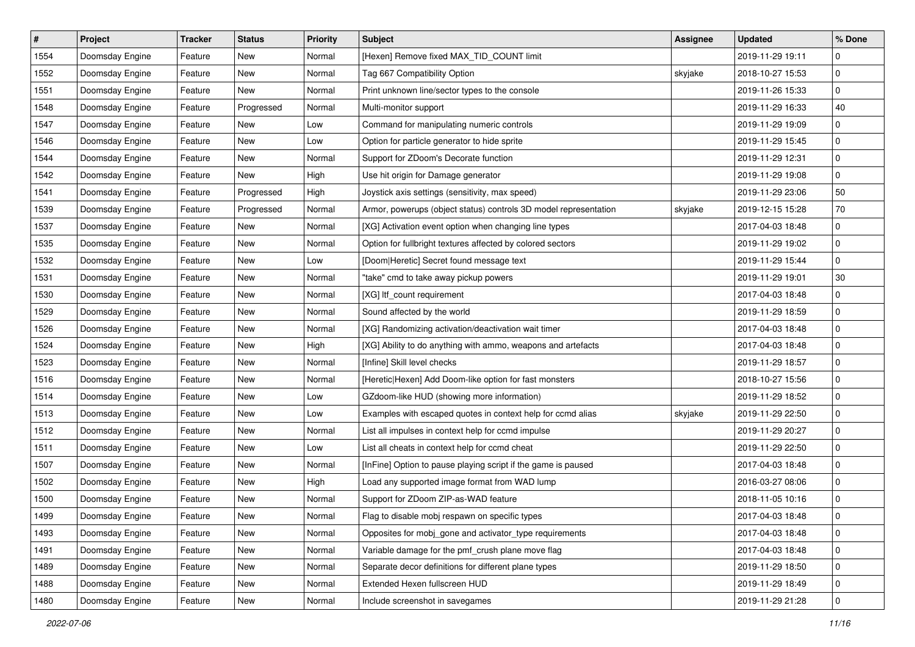| # | Project | Tracker | Status | Priority | Subject | Assignee | Updated | % Done |
|---|---|---|---|---|---|---|---|---|
| 1554 | Doomsday Engine | Feature | New | Normal | [Hexen] Remove fixed MAX_TID_COUNT limit | | 2019-11-29 19:11 | 0 |
| 1552 | Doomsday Engine | Feature | New | Normal | Tag 667 Compatibility Option | skyjake | 2018-10-27 15:53 | 0 |
| 1551 | Doomsday Engine | Feature | New | Normal | Print unknown line/sector types to the console | | 2019-11-26 15:33 | 0 |
| 1548 | Doomsday Engine | Feature | Progressed | Normal | Multi-monitor support | | 2019-11-29 16:33 | 40 |
| 1547 | Doomsday Engine | Feature | New | Low | Command for manipulating numeric controls | | 2019-11-29 19:09 | 0 |
| 1546 | Doomsday Engine | Feature | New | Low | Option for particle generator to hide sprite | | 2019-11-29 15:45 | 0 |
| 1544 | Doomsday Engine | Feature | New | Normal | Support for ZDoom's Decorate function | | 2019-11-29 12:31 | 0 |
| 1542 | Doomsday Engine | Feature | New | High | Use hit origin for Damage generator | | 2019-11-29 19:08 | 0 |
| 1541 | Doomsday Engine | Feature | Progressed | High | Joystick axis settings (sensitivity, max speed) | | 2019-11-29 23:06 | 50 |
| 1539 | Doomsday Engine | Feature | Progressed | Normal | Armor, powerups (object status) controls 3D model representation | skyjake | 2019-12-15 15:28 | 70 |
| 1537 | Doomsday Engine | Feature | New | Normal | [XG] Activation event option when changing line types | | 2017-04-03 18:48 | 0 |
| 1535 | Doomsday Engine | Feature | New | Normal | Option for fullbright textures affected by colored sectors | | 2019-11-29 19:02 | 0 |
| 1532 | Doomsday Engine | Feature | New | Low | [Doom\|Heretic] Secret found message text | | 2019-11-29 15:44 | 0 |
| 1531 | Doomsday Engine | Feature | New | Normal | "take" cmd to take away pickup powers | | 2019-11-29 19:01 | 30 |
| 1530 | Doomsday Engine | Feature | New | Normal | [XG] ltf_count requirement | | 2017-04-03 18:48 | 0 |
| 1529 | Doomsday Engine | Feature | New | Normal | Sound affected by the world | | 2019-11-29 18:59 | 0 |
| 1526 | Doomsday Engine | Feature | New | Normal | [XG] Randomizing activation/deactivation wait timer | | 2017-04-03 18:48 | 0 |
| 1524 | Doomsday Engine | Feature | New | High | [XG] Ability to do anything with ammo, weapons and artefacts | | 2017-04-03 18:48 | 0 |
| 1523 | Doomsday Engine | Feature | New | Normal | [Infine] Skill level checks | | 2019-11-29 18:57 | 0 |
| 1516 | Doomsday Engine | Feature | New | Normal | [Heretic\|Hexen] Add Doom-like option for fast monsters | | 2018-10-27 15:56 | 0 |
| 1514 | Doomsday Engine | Feature | New | Low | GZdoom-like HUD (showing more information) | | 2019-11-29 18:52 | 0 |
| 1513 | Doomsday Engine | Feature | New | Low | Examples with escaped quotes in context help for ccmd alias | skyjake | 2019-11-29 22:50 | 0 |
| 1512 | Doomsday Engine | Feature | New | Normal | List all impulses in context help for ccmd impulse | | 2019-11-29 20:27 | 0 |
| 1511 | Doomsday Engine | Feature | New | Low | List all cheats in context help for ccmd cheat | | 2019-11-29 22:50 | 0 |
| 1507 | Doomsday Engine | Feature | New | Normal | [InFine] Option to pause playing script if the game is paused | | 2017-04-03 18:48 | 0 |
| 1502 | Doomsday Engine | Feature | New | High | Load any supported image format from WAD lump | | 2016-03-27 08:06 | 0 |
| 1500 | Doomsday Engine | Feature | New | Normal | Support for ZDoom ZIP-as-WAD feature | | 2018-11-05 10:16 | 0 |
| 1499 | Doomsday Engine | Feature | New | Normal | Flag to disable mobj respawn on specific types | | 2017-04-03 18:48 | 0 |
| 1493 | Doomsday Engine | Feature | New | Normal | Opposites for mobj_gone and activator_type requirements | | 2017-04-03 18:48 | 0 |
| 1491 | Doomsday Engine | Feature | New | Normal | Variable damage for the pmf_crush plane move flag | | 2017-04-03 18:48 | 0 |
| 1489 | Doomsday Engine | Feature | New | Normal | Separate decor definitions for different plane types | | 2019-11-29 18:50 | 0 |
| 1488 | Doomsday Engine | Feature | New | Normal | Extended Hexen fullscreen HUD | | 2019-11-29 18:49 | 0 |
| 1480 | Doomsday Engine | Feature | New | Normal | Include screenshot in savegames | | 2019-11-29 21:28 | 0 |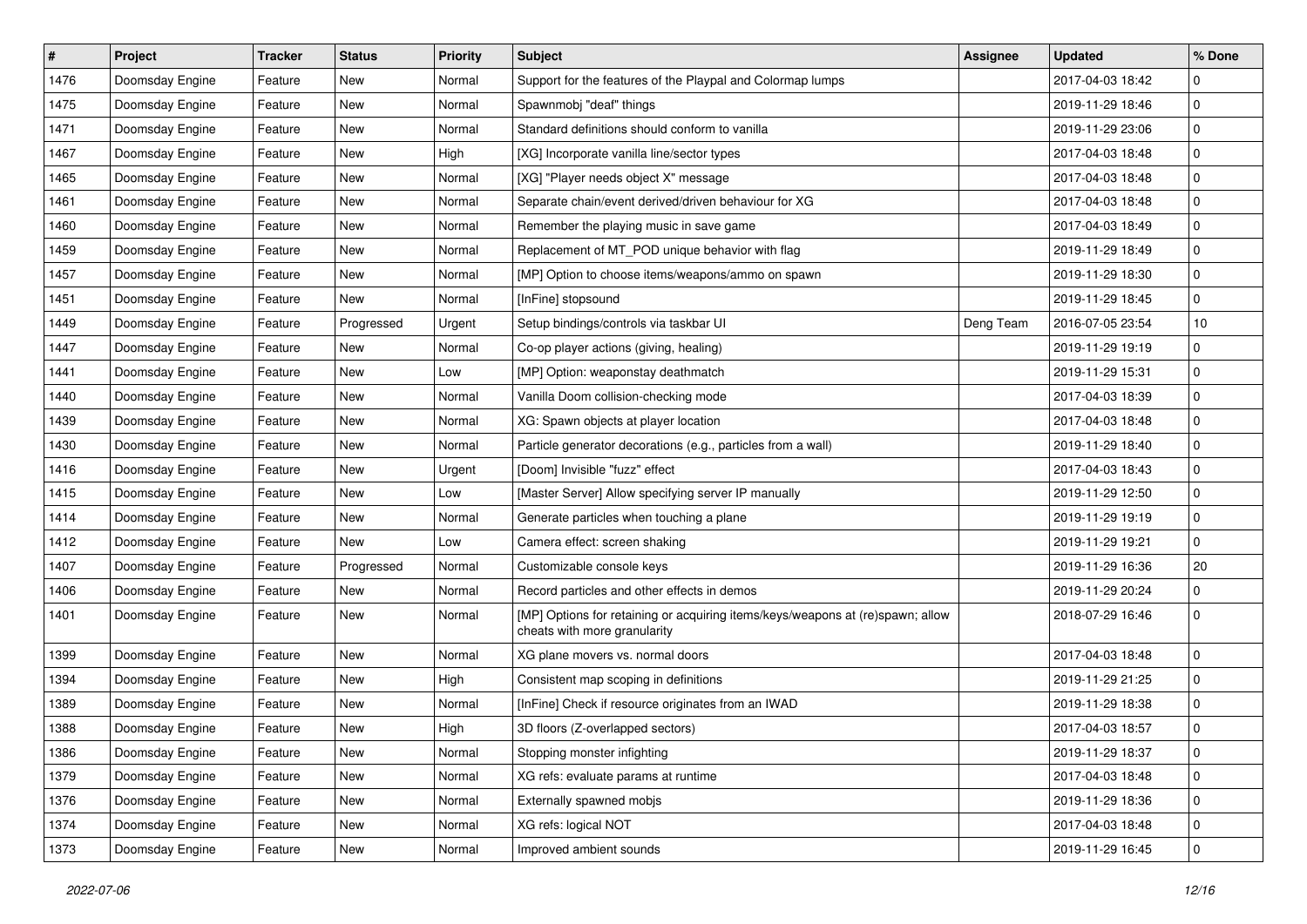| # | Project | Tracker | Status | Priority | Subject | Assignee | Updated | % Done |
|---|---|---|---|---|---|---|---|---|
| 1476 | Doomsday Engine | Feature | New | Normal | Support for the features of the Playpal and Colormap lumps | | 2017-04-03 18:42 | 0 |
| 1475 | Doomsday Engine | Feature | New | Normal | Spawnmobj "deaf" things | | 2019-11-29 18:46 | 0 |
| 1471 | Doomsday Engine | Feature | New | Normal | Standard definitions should conform to vanilla | | 2019-11-29 23:06 | 0 |
| 1467 | Doomsday Engine | Feature | New | High | [XG] Incorporate vanilla line/sector types | | 2017-04-03 18:48 | 0 |
| 1465 | Doomsday Engine | Feature | New | Normal | [XG] "Player needs object X" message | | 2017-04-03 18:48 | 0 |
| 1461 | Doomsday Engine | Feature | New | Normal | Separate chain/event derived/driven behaviour for XG | | 2017-04-03 18:48 | 0 |
| 1460 | Doomsday Engine | Feature | New | Normal | Remember the playing music in save game | | 2017-04-03 18:49 | 0 |
| 1459 | Doomsday Engine | Feature | New | Normal | Replacement of MT_POD unique behavior with flag | | 2019-11-29 18:49 | 0 |
| 1457 | Doomsday Engine | Feature | New | Normal | [MP] Option to choose items/weapons/ammo on spawn | | 2019-11-29 18:30 | 0 |
| 1451 | Doomsday Engine | Feature | New | Normal | [InFine] stopsound | | 2019-11-29 18:45 | 0 |
| 1449 | Doomsday Engine | Feature | Progressed | Urgent | Setup bindings/controls via taskbar UI | Deng Team | 2016-07-05 23:54 | 10 |
| 1447 | Doomsday Engine | Feature | New | Normal | Co-op player actions (giving, healing) | | 2019-11-29 19:19 | 0 |
| 1441 | Doomsday Engine | Feature | New | Low | [MP] Option: weaponstay deathmatch | | 2019-11-29 15:31 | 0 |
| 1440 | Doomsday Engine | Feature | New | Normal | Vanilla Doom collision-checking mode | | 2017-04-03 18:39 | 0 |
| 1439 | Doomsday Engine | Feature | New | Normal | XG: Spawn objects at player location | | 2017-04-03 18:48 | 0 |
| 1430 | Doomsday Engine | Feature | New | Normal | Particle generator decorations (e.g., particles from a wall) | | 2019-11-29 18:40 | 0 |
| 1416 | Doomsday Engine | Feature | New | Urgent | [Doom] Invisible "fuzz" effect | | 2017-04-03 18:43 | 0 |
| 1415 | Doomsday Engine | Feature | New | Low | [Master Server] Allow specifying server IP manually | | 2019-11-29 12:50 | 0 |
| 1414 | Doomsday Engine | Feature | New | Normal | Generate particles when touching a plane | | 2019-11-29 19:19 | 0 |
| 1412 | Doomsday Engine | Feature | New | Low | Camera effect: screen shaking | | 2019-11-29 19:21 | 0 |
| 1407 | Doomsday Engine | Feature | Progressed | Normal | Customizable console keys | | 2019-11-29 16:36 | 20 |
| 1406 | Doomsday Engine | Feature | New | Normal | Record particles and other effects in demos | | 2019-11-29 20:24 | 0 |
| 1401 | Doomsday Engine | Feature | New | Normal | [MP] Options for retaining or acquiring items/keys/weapons at (re)spawn; allow cheats with more granularity | | 2018-07-29 16:46 | 0 |
| 1399 | Doomsday Engine | Feature | New | Normal | XG plane movers vs. normal doors | | 2017-04-03 18:48 | 0 |
| 1394 | Doomsday Engine | Feature | New | High | Consistent map scoping in definitions | | 2019-11-29 21:25 | 0 |
| 1389 | Doomsday Engine | Feature | New | Normal | [InFine] Check if resource originates from an IWAD | | 2019-11-29 18:38 | 0 |
| 1388 | Doomsday Engine | Feature | New | High | 3D floors (Z-overlapped sectors) | | 2017-04-03 18:57 | 0 |
| 1386 | Doomsday Engine | Feature | New | Normal | Stopping monster infighting | | 2019-11-29 18:37 | 0 |
| 1379 | Doomsday Engine | Feature | New | Normal | XG refs: evaluate params at runtime | | 2017-04-03 18:48 | 0 |
| 1376 | Doomsday Engine | Feature | New | Normal | Externally spawned mobjs | | 2019-11-29 18:36 | 0 |
| 1374 | Doomsday Engine | Feature | New | Normal | XG refs: logical NOT | | 2017-04-03 18:48 | 0 |
| 1373 | Doomsday Engine | Feature | New | Normal | Improved ambient sounds | | 2019-11-29 16:45 | 0 |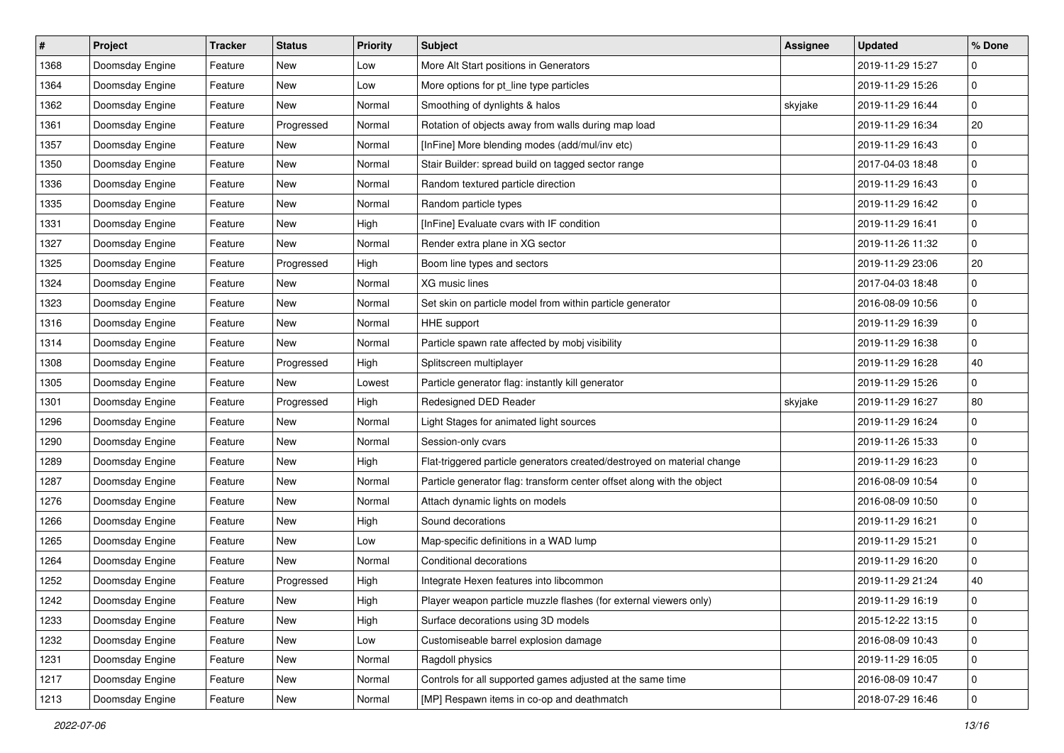| # | Project | Tracker | Status | Priority | Subject | Assignee | Updated | % Done |
|---|---|---|---|---|---|---|---|---|
| 1368 | Doomsday Engine | Feature | New | Low | More Alt Start positions in Generators | | 2019-11-29 15:27 | 0 |
| 1364 | Doomsday Engine | Feature | New | Low | More options for pt_line type particles | | 2019-11-29 15:26 | 0 |
| 1362 | Doomsday Engine | Feature | New | Normal | Smoothing of dynlights & halos | skyjake | 2019-11-29 16:44 | 0 |
| 1361 | Doomsday Engine | Feature | Progressed | Normal | Rotation of objects away from walls during map load | | 2019-11-29 16:34 | 20 |
| 1357 | Doomsday Engine | Feature | New | Normal | [InFine] More blending modes (add/mul/inv etc) | | 2019-11-29 16:43 | 0 |
| 1350 | Doomsday Engine | Feature | New | Normal | Stair Builder: spread build on tagged sector range | | 2017-04-03 18:48 | 0 |
| 1336 | Doomsday Engine | Feature | New | Normal | Random textured particle direction | | 2019-11-29 16:43 | 0 |
| 1335 | Doomsday Engine | Feature | New | Normal | Random particle types | | 2019-11-29 16:42 | 0 |
| 1331 | Doomsday Engine | Feature | New | High | [InFine] Evaluate cvars with IF condition | | 2019-11-29 16:41 | 0 |
| 1327 | Doomsday Engine | Feature | New | Normal | Render extra plane in XG sector | | 2019-11-26 11:32 | 0 |
| 1325 | Doomsday Engine | Feature | Progressed | High | Boom line types and sectors | | 2019-11-29 23:06 | 20 |
| 1324 | Doomsday Engine | Feature | New | Normal | XG music lines | | 2017-04-03 18:48 | 0 |
| 1323 | Doomsday Engine | Feature | New | Normal | Set skin on particle model from within particle generator | | 2016-08-09 10:56 | 0 |
| 1316 | Doomsday Engine | Feature | New | Normal | HHE support | | 2019-11-29 16:39 | 0 |
| 1314 | Doomsday Engine | Feature | New | Normal | Particle spawn rate affected by mobj visibility | | 2019-11-29 16:38 | 0 |
| 1308 | Doomsday Engine | Feature | Progressed | High | Splitscreen multiplayer | | 2019-11-29 16:28 | 40 |
| 1305 | Doomsday Engine | Feature | New | Lowest | Particle generator flag: instantly kill generator | | 2019-11-29 15:26 | 0 |
| 1301 | Doomsday Engine | Feature | Progressed | High | Redesigned DED Reader | skyjake | 2019-11-29 16:27 | 80 |
| 1296 | Doomsday Engine | Feature | New | Normal | Light Stages for animated light sources | | 2019-11-29 16:24 | 0 |
| 1290 | Doomsday Engine | Feature | New | Normal | Session-only cvars | | 2019-11-26 15:33 | 0 |
| 1289 | Doomsday Engine | Feature | New | High | Flat-triggered particle generators created/destroyed on material change | | 2019-11-29 16:23 | 0 |
| 1287 | Doomsday Engine | Feature | New | Normal | Particle generator flag: transform center offset along with the object | | 2016-08-09 10:54 | 0 |
| 1276 | Doomsday Engine | Feature | New | Normal | Attach dynamic lights on models | | 2016-08-09 10:50 | 0 |
| 1266 | Doomsday Engine | Feature | New | High | Sound decorations | | 2019-11-29 16:21 | 0 |
| 1265 | Doomsday Engine | Feature | New | Low | Map-specific definitions in a WAD lump | | 2019-11-29 15:21 | 0 |
| 1264 | Doomsday Engine | Feature | New | Normal | Conditional decorations | | 2019-11-29 16:20 | 0 |
| 1252 | Doomsday Engine | Feature | Progressed | High | Integrate Hexen features into libcommon | | 2019-11-29 21:24 | 40 |
| 1242 | Doomsday Engine | Feature | New | High | Player weapon particle muzzle flashes (for external viewers only) | | 2019-11-29 16:19 | 0 |
| 1233 | Doomsday Engine | Feature | New | High | Surface decorations using 3D models | | 2015-12-22 13:15 | 0 |
| 1232 | Doomsday Engine | Feature | New | Low | Customiseable barrel explosion damage | | 2016-08-09 10:43 | 0 |
| 1231 | Doomsday Engine | Feature | New | Normal | Ragdoll physics | | 2019-11-29 16:05 | 0 |
| 1217 | Doomsday Engine | Feature | New | Normal | Controls for all supported games adjusted at the same time | | 2016-08-09 10:47 | 0 |
| 1213 | Doomsday Engine | Feature | New | Normal | [MP] Respawn items in co-op and deathmatch | | 2018-07-29 16:46 | 0 |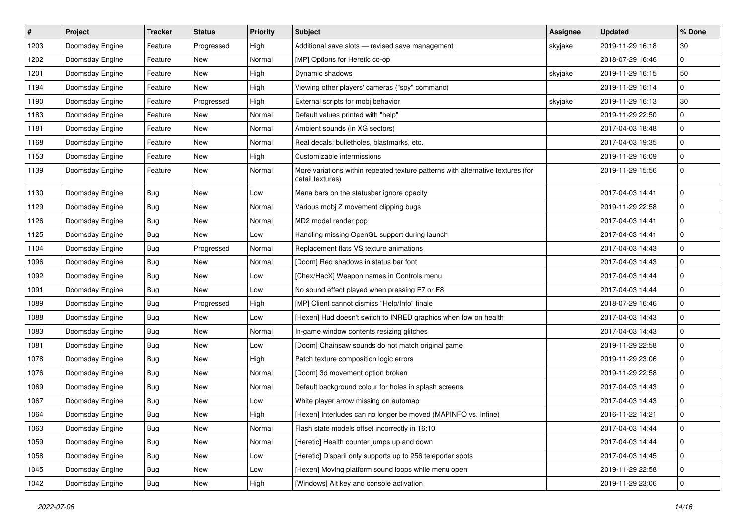| # | Project | Tracker | Status | Priority | Subject | Assignee | Updated | % Done |
|---|---|---|---|---|---|---|---|---|
| 1203 | Doomsday Engine | Feature | Progressed | High | Additional save slots — revised save management | skyjake | 2019-11-29 16:18 | 30 |
| 1202 | Doomsday Engine | Feature | New | Normal | [MP] Options for Heretic co-op | | 2018-07-29 16:46 | 0 |
| 1201 | Doomsday Engine | Feature | New | High | Dynamic shadows | skyjake | 2019-11-29 16:15 | 50 |
| 1194 | Doomsday Engine | Feature | New | High | Viewing other players' cameras ("spy" command) | | 2019-11-29 16:14 | 0 |
| 1190 | Doomsday Engine | Feature | Progressed | High | External scripts for mobj behavior | skyjake | 2019-11-29 16:13 | 30 |
| 1183 | Doomsday Engine | Feature | New | Normal | Default values printed with "help" | | 2019-11-29 22:50 | 0 |
| 1181 | Doomsday Engine | Feature | New | Normal | Ambient sounds (in XG sectors) | | 2017-04-03 18:48 | 0 |
| 1168 | Doomsday Engine | Feature | New | Normal | Real decals: bulletholes, blastmarks, etc. | | 2017-04-03 19:35 | 0 |
| 1153 | Doomsday Engine | Feature | New | High | Customizable intermissions | | 2019-11-29 16:09 | 0 |
| 1139 | Doomsday Engine | Feature | New | Normal | More variations within repeated texture patterns with alternative textures (for detail textures) | | 2019-11-29 15:56 | 0 |
| 1130 | Doomsday Engine | Bug | New | Low | Mana bars on the statusbar ignore opacity | | 2017-04-03 14:41 | 0 |
| 1129 | Doomsday Engine | Bug | New | Normal | Various mobj Z movement clipping bugs | | 2019-11-29 22:58 | 0 |
| 1126 | Doomsday Engine | Bug | New | Normal | MD2 model render pop | | 2017-04-03 14:41 | 0 |
| 1125 | Doomsday Engine | Bug | New | Low | Handling missing OpenGL support during launch | | 2017-04-03 14:41 | 0 |
| 1104 | Doomsday Engine | Bug | Progressed | Normal | Replacement flats VS texture animations | | 2017-04-03 14:43 | 0 |
| 1096 | Doomsday Engine | Bug | New | Normal | [Doom] Red shadows in status bar font | | 2017-04-03 14:43 | 0 |
| 1092 | Doomsday Engine | Bug | New | Low | [Chex/HacX] Weapon names in Controls menu | | 2017-04-03 14:44 | 0 |
| 1091 | Doomsday Engine | Bug | New | Low | No sound effect played when pressing F7 or F8 | | 2017-04-03 14:44 | 0 |
| 1089 | Doomsday Engine | Bug | Progressed | High | [MP] Client cannot dismiss "Help/Info" finale | | 2018-07-29 16:46 | 0 |
| 1088 | Doomsday Engine | Bug | New | Low | [Hexen] Hud doesn't switch to INRED graphics when low on health | | 2017-04-03 14:43 | 0 |
| 1083 | Doomsday Engine | Bug | New | Normal | In-game window contents resizing glitches | | 2017-04-03 14:43 | 0 |
| 1081 | Doomsday Engine | Bug | New | Low | [Doom] Chainsaw sounds do not match original game | | 2019-11-29 22:58 | 0 |
| 1078 | Doomsday Engine | Bug | New | High | Patch texture composition logic errors | | 2019-11-29 23:06 | 0 |
| 1076 | Doomsday Engine | Bug | New | Normal | [Doom] 3d movement option broken | | 2019-11-29 22:58 | 0 |
| 1069 | Doomsday Engine | Bug | New | Normal | Default background colour for holes in splash screens | | 2017-04-03 14:43 | 0 |
| 1067 | Doomsday Engine | Bug | New | Low | White player arrow missing on automap | | 2017-04-03 14:43 | 0 |
| 1064 | Doomsday Engine | Bug | New | High | [Hexen] Interludes can no longer be moved (MAPINFO vs. Infine) | | 2016-11-22 14:21 | 0 |
| 1063 | Doomsday Engine | Bug | New | Normal | Flash state models offset incorrectly in 16:10 | | 2017-04-03 14:44 | 0 |
| 1059 | Doomsday Engine | Bug | New | Normal | [Heretic] Health counter jumps up and down | | 2017-04-03 14:44 | 0 |
| 1058 | Doomsday Engine | Bug | New | Low | [Heretic] D'sparil only supports up to 256 teleporter spots | | 2017-04-03 14:45 | 0 |
| 1045 | Doomsday Engine | Bug | New | Low | [Hexen] Moving platform sound loops while menu open | | 2019-11-29 22:58 | 0 |
| 1042 | Doomsday Engine | Bug | New | High | [Windows] Alt key and console activation | | 2019-11-29 23:06 | 0 |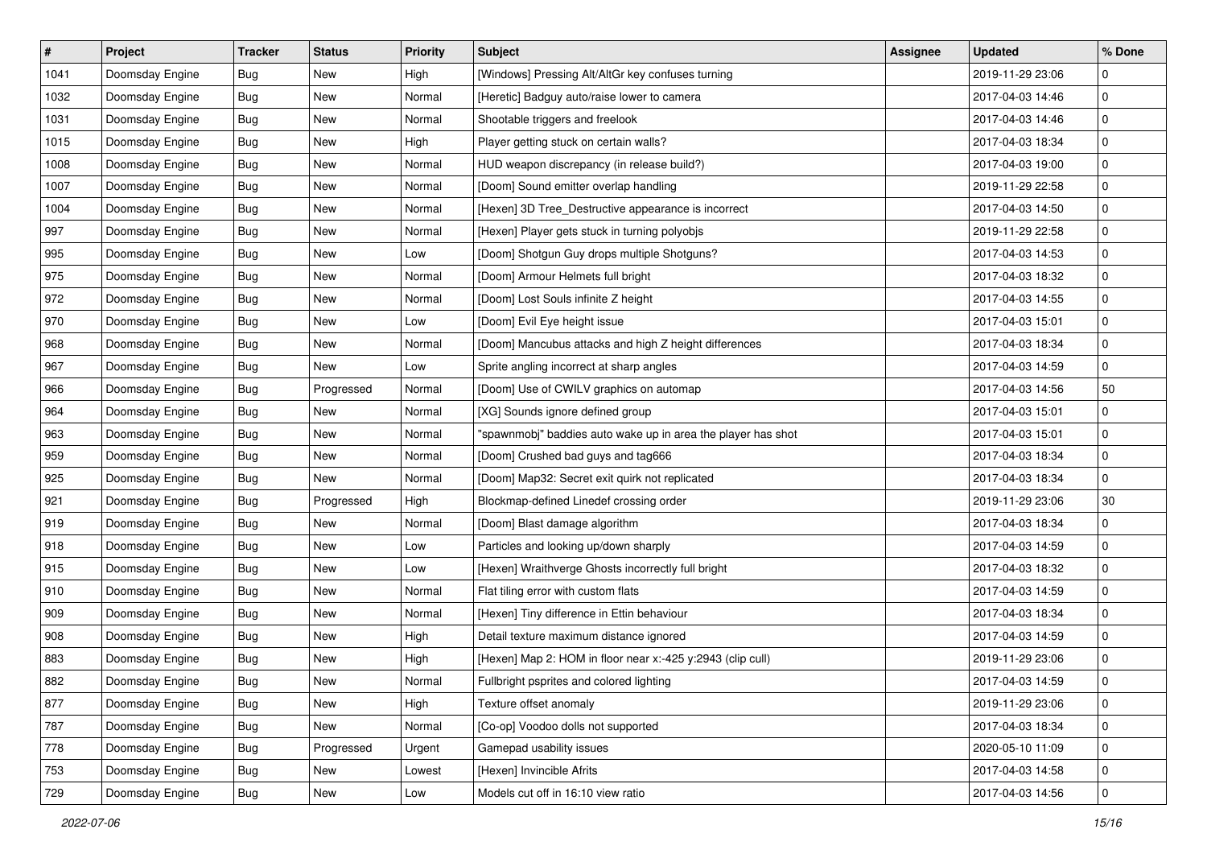| # | Project | Tracker | Status | Priority | Subject | Assignee | Updated | % Done |
|---|---|---|---|---|---|---|---|---|
| 1041 | Doomsday Engine | Bug | New | High | [Windows] Pressing Alt/AltGr key confuses turning | | 2019-11-29 23:06 | 0 |
| 1032 | Doomsday Engine | Bug | New | Normal | [Heretic] Badguy auto/raise lower to camera | | 2017-04-03 14:46 | 0 |
| 1031 | Doomsday Engine | Bug | New | Normal | Shootable triggers and freelook | | 2017-04-03 14:46 | 0 |
| 1015 | Doomsday Engine | Bug | New | High | Player getting stuck on certain walls? | | 2017-04-03 18:34 | 0 |
| 1008 | Doomsday Engine | Bug | New | Normal | HUD weapon discrepancy (in release build?) | | 2017-04-03 19:00 | 0 |
| 1007 | Doomsday Engine | Bug | New | Normal | [Doom] Sound emitter overlap handling | | 2019-11-29 22:58 | 0 |
| 1004 | Doomsday Engine | Bug | New | Normal | [Hexen] 3D Tree_Destructive appearance is incorrect | | 2017-04-03 14:50 | 0 |
| 997 | Doomsday Engine | Bug | New | Normal | [Hexen] Player gets stuck in turning polyobjs | | 2019-11-29 22:58 | 0 |
| 995 | Doomsday Engine | Bug | New | Low | [Doom] Shotgun Guy drops multiple Shotguns? | | 2017-04-03 14:53 | 0 |
| 975 | Doomsday Engine | Bug | New | Normal | [Doom] Armour Helmets full bright | | 2017-04-03 18:32 | 0 |
| 972 | Doomsday Engine | Bug | New | Normal | [Doom] Lost Souls infinite Z height | | 2017-04-03 14:55 | 0 |
| 970 | Doomsday Engine | Bug | New | Low | [Doom] Evil Eye height issue | | 2017-04-03 15:01 | 0 |
| 968 | Doomsday Engine | Bug | New | Normal | [Doom] Mancubus attacks and high Z height differences | | 2017-04-03 18:34 | 0 |
| 967 | Doomsday Engine | Bug | New | Low | Sprite angling incorrect at sharp angles | | 2017-04-03 14:59 | 0 |
| 966 | Doomsday Engine | Bug | Progressed | Normal | [Doom] Use of CWILV graphics on automap | | 2017-04-03 14:56 | 50 |
| 964 | Doomsday Engine | Bug | New | Normal | [XG] Sounds ignore defined group | | 2017-04-03 15:01 | 0 |
| 963 | Doomsday Engine | Bug | New | Normal | "spawnmobj" baddies auto wake up in area the player has shot | | 2017-04-03 15:01 | 0 |
| 959 | Doomsday Engine | Bug | New | Normal | [Doom] Crushed bad guys and tag666 | | 2017-04-03 18:34 | 0 |
| 925 | Doomsday Engine | Bug | New | Normal | [Doom] Map32: Secret exit quirk not replicated | | 2017-04-03 18:34 | 0 |
| 921 | Doomsday Engine | Bug | Progressed | High | Blockmap-defined Linedef crossing order | | 2019-11-29 23:06 | 30 |
| 919 | Doomsday Engine | Bug | New | Normal | [Doom] Blast damage algorithm | | 2017-04-03 18:34 | 0 |
| 918 | Doomsday Engine | Bug | New | Low | Particles and looking up/down sharply | | 2017-04-03 14:59 | 0 |
| 915 | Doomsday Engine | Bug | New | Low | [Hexen] Wraithverge Ghosts incorrectly full bright | | 2017-04-03 18:32 | 0 |
| 910 | Doomsday Engine | Bug | New | Normal | Flat tiling error with custom flats | | 2017-04-03 14:59 | 0 |
| 909 | Doomsday Engine | Bug | New | Normal | [Hexen] Tiny difference in Ettin behaviour | | 2017-04-03 18:34 | 0 |
| 908 | Doomsday Engine | Bug | New | High | Detail texture maximum distance ignored | | 2017-04-03 14:59 | 0 |
| 883 | Doomsday Engine | Bug | New | High | [Hexen] Map 2: HOM in floor near x:-425 y:2943 (clip cull) | | 2019-11-29 23:06 | 0 |
| 882 | Doomsday Engine | Bug | New | Normal | Fullbright psprites and colored lighting | | 2017-04-03 14:59 | 0 |
| 877 | Doomsday Engine | Bug | New | High | Texture offset anomaly | | 2019-11-29 23:06 | 0 |
| 787 | Doomsday Engine | Bug | New | Normal | [Co-op] Voodoo dolls not supported | | 2017-04-03 18:34 | 0 |
| 778 | Doomsday Engine | Bug | Progressed | Urgent | Gamepad usability issues | | 2020-05-10 11:09 | 0 |
| 753 | Doomsday Engine | Bug | New | Lowest | [Hexen] Invincible Afrits | | 2017-04-03 14:58 | 0 |
| 729 | Doomsday Engine | Bug | New | Low | Models cut off in 16:10 view ratio | | 2017-04-03 14:56 | 0 |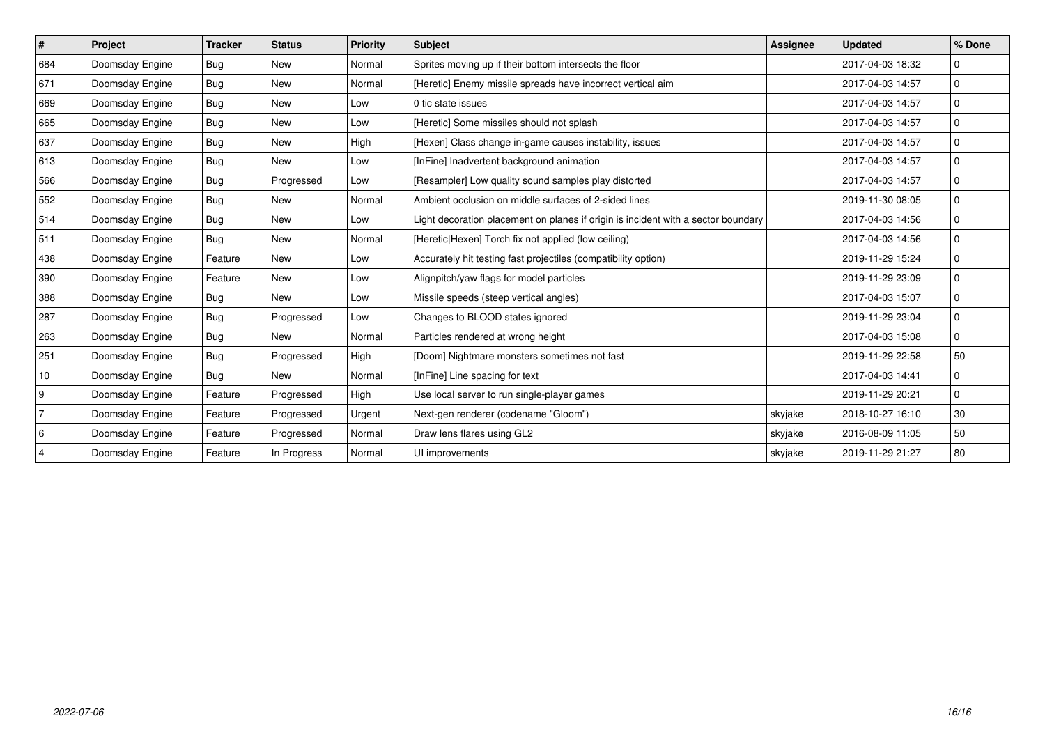| # | Project | Tracker | Status | Priority | Subject | Assignee | Updated | % Done |
|---|---|---|---|---|---|---|---|---|
| 684 | Doomsday Engine | Bug | New | Normal | Sprites moving up if their bottom intersects the floor | | 2017-04-03 18:32 | 0 |
| 671 | Doomsday Engine | Bug | New | Normal | [Heretic] Enemy missile spreads have incorrect vertical aim | | 2017-04-03 14:57 | 0 |
| 669 | Doomsday Engine | Bug | New | Low | 0 tic state issues | | 2017-04-03 14:57 | 0 |
| 665 | Doomsday Engine | Bug | New | Low | [Heretic] Some missiles should not splash | | 2017-04-03 14:57 | 0 |
| 637 | Doomsday Engine | Bug | New | High | [Hexen] Class change in-game causes instability, issues | | 2017-04-03 14:57 | 0 |
| 613 | Doomsday Engine | Bug | New | Low | [InFine] Inadvertent background animation | | 2017-04-03 14:57 | 0 |
| 566 | Doomsday Engine | Bug | Progressed | Low | [Resampler] Low quality sound samples play distorted | | 2017-04-03 14:57 | 0 |
| 552 | Doomsday Engine | Bug | New | Normal | Ambient occlusion on middle surfaces of 2-sided lines | | 2019-11-30 08:05 | 0 |
| 514 | Doomsday Engine | Bug | New | Low | Light decoration placement on planes if origin is incident with a sector boundary | | 2017-04-03 14:56 | 0 |
| 511 | Doomsday Engine | Bug | New | Normal | [Heretic\|Hexen] Torch fix not applied (low ceiling) | | 2017-04-03 14:56 | 0 |
| 438 | Doomsday Engine | Feature | New | Low | Accurately hit testing fast projectiles (compatibility option) | | 2019-11-29 15:24 | 0 |
| 390 | Doomsday Engine | Feature | New | Low | Alignpitch/yaw flags for model particles | | 2019-11-29 23:09 | 0 |
| 388 | Doomsday Engine | Bug | New | Low | Missile speeds (steep vertical angles) | | 2017-04-03 15:07 | 0 |
| 287 | Doomsday Engine | Bug | Progressed | Low | Changes to BLOOD states ignored | | 2019-11-29 23:04 | 0 |
| 263 | Doomsday Engine | Bug | New | Normal | Particles rendered at wrong height | | 2017-04-03 15:08 | 0 |
| 251 | Doomsday Engine | Bug | Progressed | High | [Doom] Nightmare monsters sometimes not fast | | 2019-11-29 22:58 | 50 |
| 10 | Doomsday Engine | Bug | New | Normal | [InFine] Line spacing for text | | 2017-04-03 14:41 | 0 |
| 9 | Doomsday Engine | Feature | Progressed | High | Use local server to run single-player games | | 2019-11-29 20:21 | 0 |
| 7 | Doomsday Engine | Feature | Progressed | Urgent | Next-gen renderer (codename "Gloom") | skyjake | 2018-10-27 16:10 | 30 |
| 6 | Doomsday Engine | Feature | Progressed | Normal | Draw lens flares using GL2 | skyjake | 2016-08-09 11:05 | 50 |
| 4 | Doomsday Engine | Feature | In Progress | Normal | UI improvements | skyjake | 2019-11-29 21:27 | 80 |